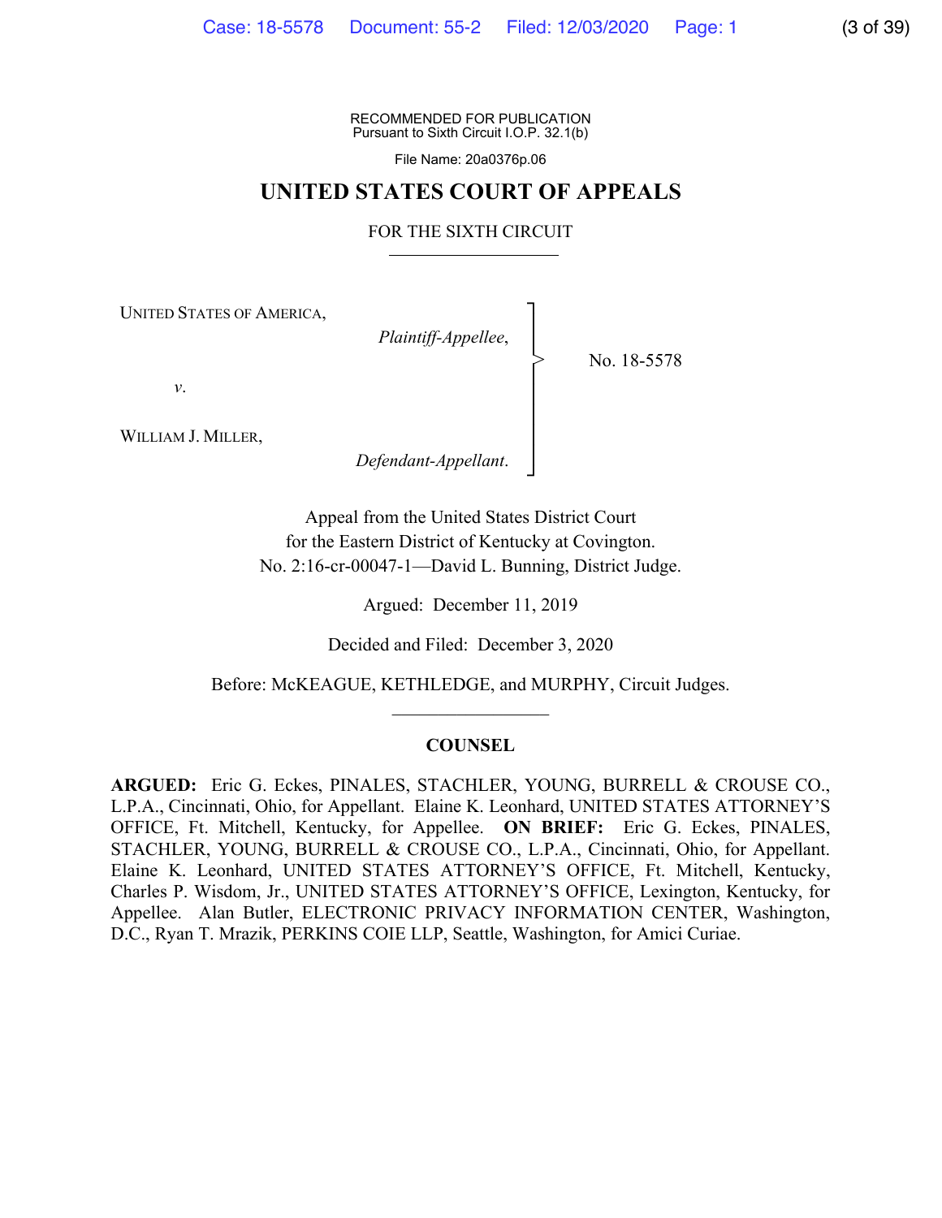RECOMMENDED FOR PUBLICATION
Pursuant to Sixth Circuit I.O.P. 32.1(b)

File Name: 20a0376p.06

# UNITED STATES COURT OF APPEALS

## FOR THE SIXTH CIRCUIT

UNITED STATES OF AMERICA,

*Plaintiff-Appellee*,

*v*.

WILLIAM J. MILLER,

*Defendant-Appellant*.

No. 18-5578

Appeal from the United States District Court
for the Eastern District of Kentucky at Covington.
No. 2:16-cr-00047-1—David L. Bunning, District Judge.

Argued: December 11, 2019

Decided and Filed: December 3, 2020

Before: McKEAGUE, KETHLEDGE, and MURPHY, Circuit Judges.

## COUNSEL

**ARGUED:** Eric G. Eckes, PINALES, STACHLER, YOUNG, BURRELL & CROUSE CO., L.P.A., Cincinnati, Ohio, for Appellant. Elaine K. Leonhard, UNITED STATES ATTORNEY'S OFFICE, Ft. Mitchell, Kentucky, for Appellee. **ON BRIEF:** Eric G. Eckes, PINALES, STACHLER, YOUNG, BURRELL & CROUSE CO., L.P.A., Cincinnati, Ohio, for Appellant. Elaine K. Leonhard, UNITED STATES ATTORNEY'S OFFICE, Ft. Mitchell, Kentucky, Charles P. Wisdom, Jr., UNITED STATES ATTORNEY'S OFFICE, Lexington, Kentucky, for Appellee. Alan Butler, ELECTRONIC PRIVACY INFORMATION CENTER, Washington, D.C., Ryan T. Mrazik, PERKINS COIE LLP, Seattle, Washington, for Amici Curiae.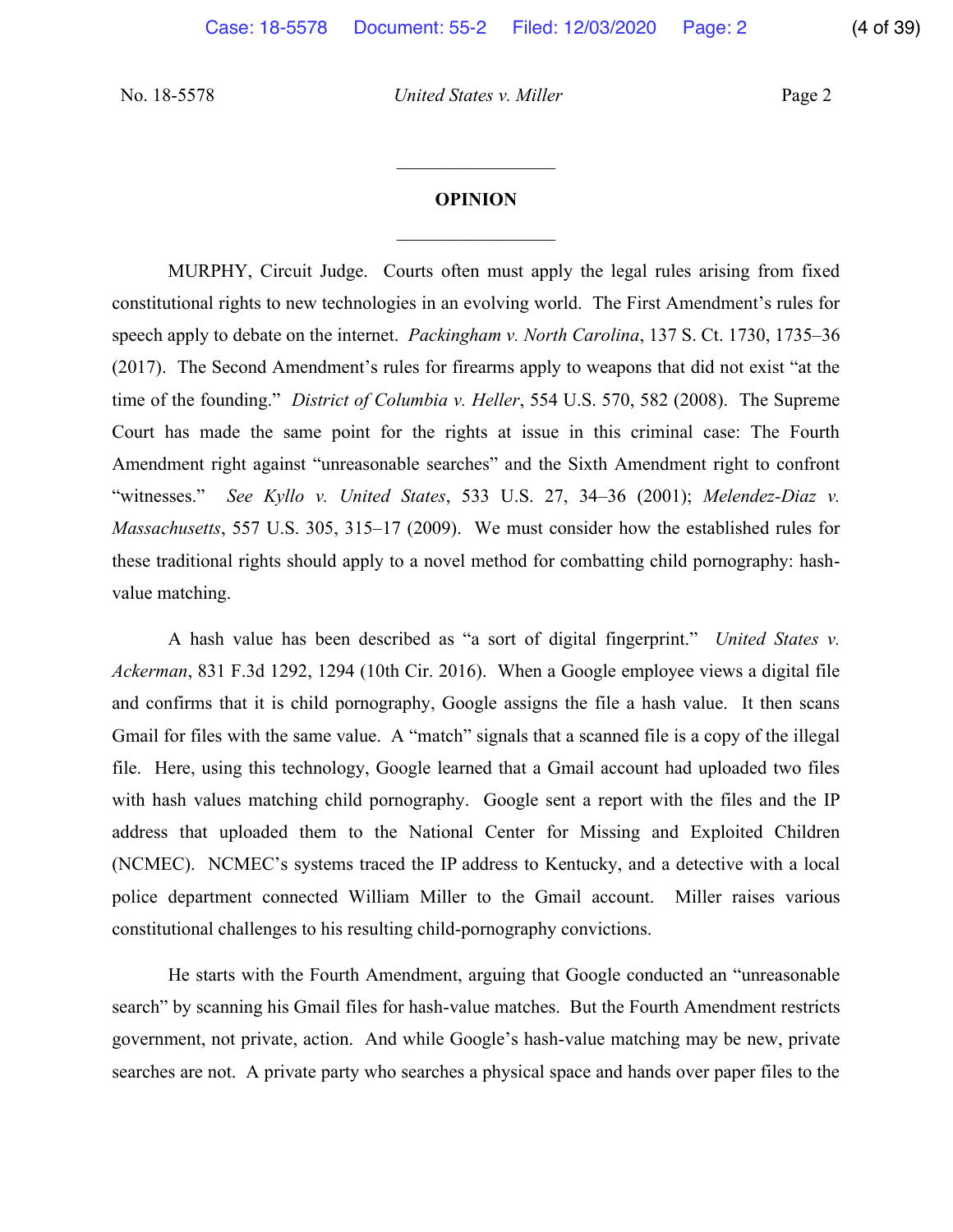## OPINION

MURPHY, Circuit Judge. Courts often must apply the legal rules arising from fixed constitutional rights to new technologies in an evolving world. The First Amendment's rules for speech apply to debate on the internet. *Packingham v. North Carolina*, 137 S. Ct. 1730, 1735–36 (2017). The Second Amendment's rules for firearms apply to weapons that did not exist "at the time of the founding." *District of Columbia v. Heller*, 554 U.S. 570, 582 (2008). The Supreme Court has made the same point for the rights at issue in this criminal case: The Fourth Amendment right against "unreasonable searches" and the Sixth Amendment right to confront "witnesses." *See Kyllo v. United States*, 533 U.S. 27, 34–36 (2001); *Melendez-Diaz v. Massachusetts*, 557 U.S. 305, 315–17 (2009). We must consider how the established rules for these traditional rights should apply to a novel method for combatting child pornography: hash-value matching.

A hash value has been described as "a sort of digital fingerprint." *United States v. Ackerman*, 831 F.3d 1292, 1294 (10th Cir. 2016). When a Google employee views a digital file and confirms that it is child pornography, Google assigns the file a hash value. It then scans Gmail for files with the same value. A "match" signals that a scanned file is a copy of the illegal file. Here, using this technology, Google learned that a Gmail account had uploaded two files with hash values matching child pornography. Google sent a report with the files and the IP address that uploaded them to the National Center for Missing and Exploited Children (NCMEC). NCMEC's systems traced the IP address to Kentucky, and a detective with a local police department connected William Miller to the Gmail account. Miller raises various constitutional challenges to his resulting child-pornography convictions.

He starts with the Fourth Amendment, arguing that Google conducted an "unreasonable search" by scanning his Gmail files for hash-value matches. But the Fourth Amendment restricts government, not private, action. And while Google's hash-value matching may be new, private searches are not. A private party who searches a physical space and hands over paper files to the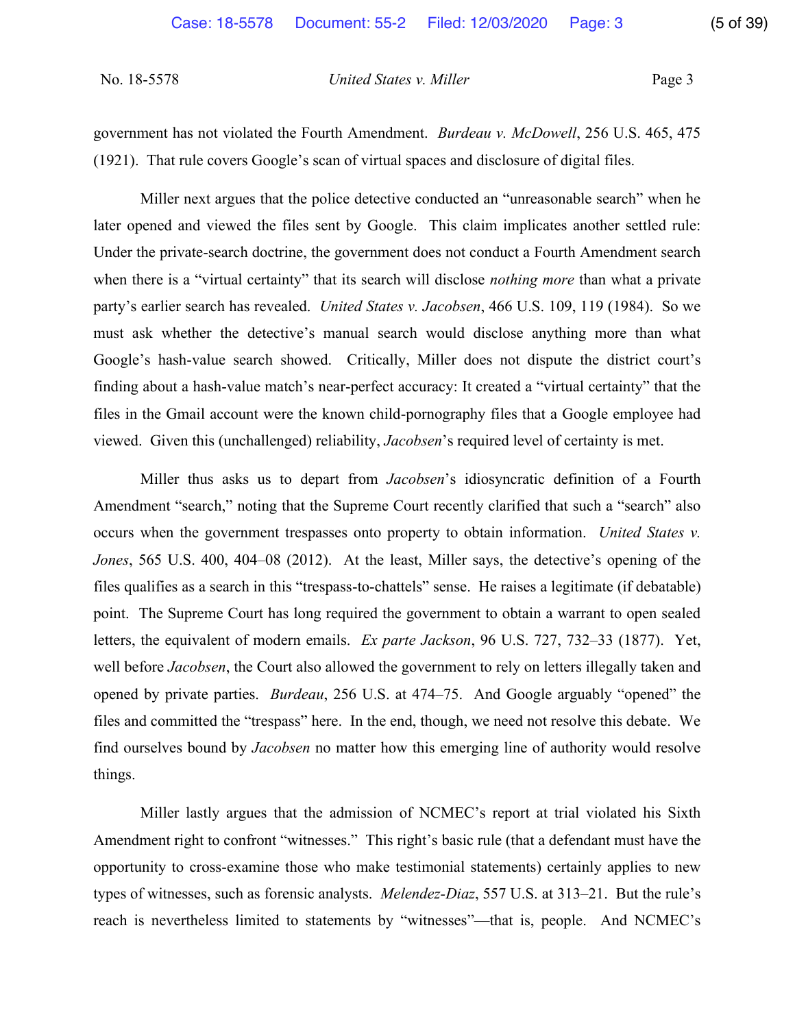government has not violated the Fourth Amendment. *Burdeau v. McDowell*, 256 U.S. 465, 475 (1921). That rule covers Google's scan of virtual spaces and disclosure of digital files.

Miller next argues that the police detective conducted an "unreasonable search" when he later opened and viewed the files sent by Google. This claim implicates another settled rule: Under the private-search doctrine, the government does not conduct a Fourth Amendment search when there is a "virtual certainty" that its search will disclose *nothing more* than what a private party's earlier search has revealed. *United States v. Jacobsen*, 466 U.S. 109, 119 (1984). So we must ask whether the detective's manual search would disclose anything more than what Google's hash-value search showed. Critically, Miller does not dispute the district court's finding about a hash-value match's near-perfect accuracy: It created a "virtual certainty" that the files in the Gmail account were the known child-pornography files that a Google employee had viewed. Given this (unchallenged) reliability, *Jacobsen*'s required level of certainty is met.

Miller thus asks us to depart from *Jacobsen*'s idiosyncratic definition of a Fourth Amendment "search," noting that the Supreme Court recently clarified that such a "search" also occurs when the government trespasses onto property to obtain information. *United States v. Jones*, 565 U.S. 400, 404–08 (2012). At the least, Miller says, the detective's opening of the files qualifies as a search in this "trespass-to-chattels" sense. He raises a legitimate (if debatable) point. The Supreme Court has long required the government to obtain a warrant to open sealed letters, the equivalent of modern emails. *Ex parte Jackson*, 96 U.S. 727, 732–33 (1877). Yet, well before *Jacobsen*, the Court also allowed the government to rely on letters illegally taken and opened by private parties. *Burdeau*, 256 U.S. at 474–75. And Google arguably "opened" the files and committed the "trespass" here. In the end, though, we need not resolve this debate. We find ourselves bound by *Jacobsen* no matter how this emerging line of authority would resolve things.

Miller lastly argues that the admission of NCMEC's report at trial violated his Sixth Amendment right to confront "witnesses." This right's basic rule (that a defendant must have the opportunity to cross-examine those who make testimonial statements) certainly applies to new types of witnesses, such as forensic analysts. *Melendez-Diaz*, 557 U.S. at 313–21. But the rule's reach is nevertheless limited to statements by "witnesses"—that is, people. And NCMEC's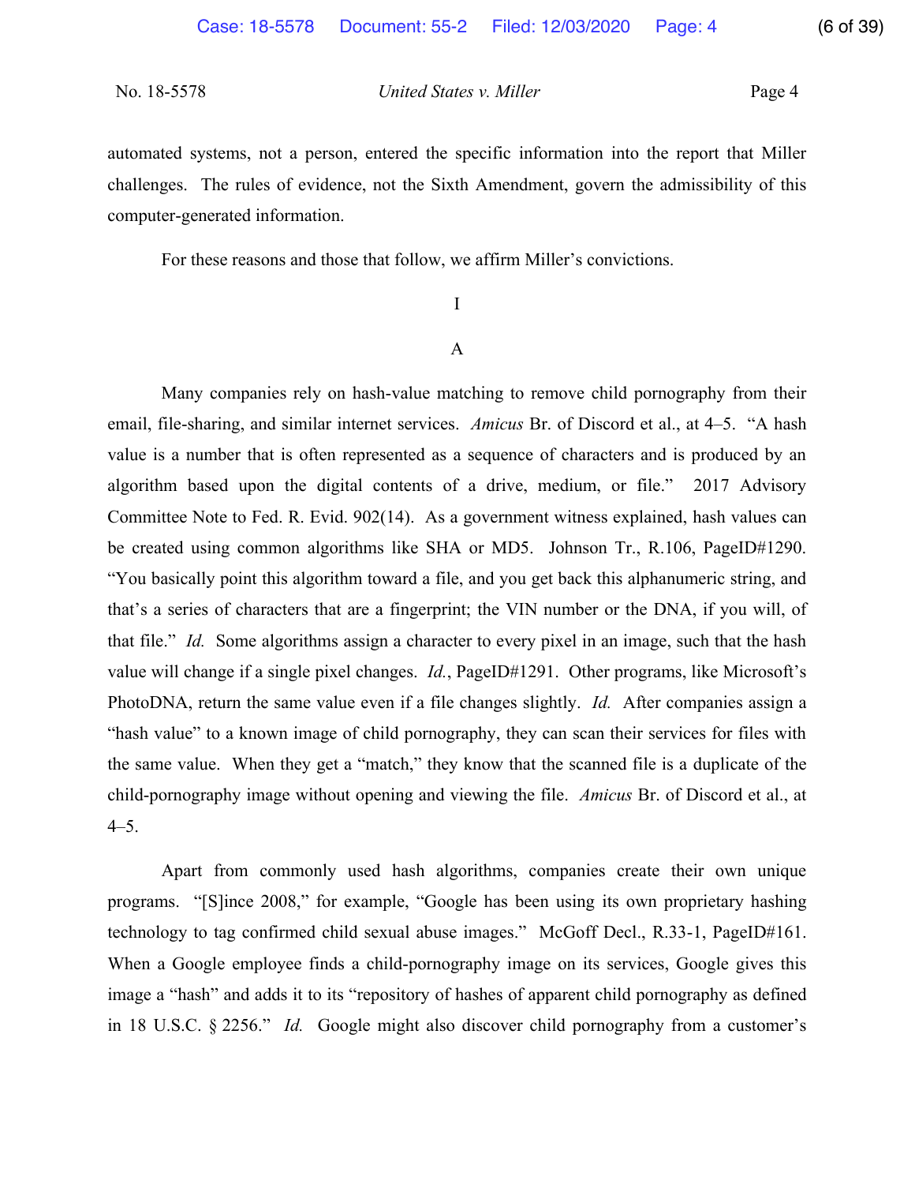automated systems, not a person, entered the specific information into the report that Miller challenges. The rules of evidence, not the Sixth Amendment, govern the admissibility of this computer-generated information.

For these reasons and those that follow, we affirm Miller's convictions.

# I

## A

Many companies rely on hash-value matching to remove child pornography from their email, file-sharing, and similar internet services. *Amicus* Br. of Discord et al., at 4–5. "A hash value is a number that is often represented as a sequence of characters and is produced by an algorithm based upon the digital contents of a drive, medium, or file." 2017 Advisory Committee Note to Fed. R. Evid. 902(14). As a government witness explained, hash values can be created using common algorithms like SHA or MD5. Johnson Tr., R.106, PageID#1290. "You basically point this algorithm toward a file, and you get back this alphanumeric string, and that's a series of characters that are a fingerprint; the VIN number or the DNA, if you will, of that file." *Id.* Some algorithms assign a character to every pixel in an image, such that the hash value will change if a single pixel changes. *Id.*, PageID#1291. Other programs, like Microsoft's PhotoDNA, return the same value even if a file changes slightly. *Id.* After companies assign a "hash value" to a known image of child pornography, they can scan their services for files with the same value. When they get a "match," they know that the scanned file is a duplicate of the child-pornography image without opening and viewing the file. *Amicus* Br. of Discord et al., at 4–5.

Apart from commonly used hash algorithms, companies create their own unique programs. "[S]ince 2008," for example, "Google has been using its own proprietary hashing technology to tag confirmed child sexual abuse images." McGoff Decl., R.33-1, PageID#161. When a Google employee finds a child-pornography image on its services, Google gives this image a "hash" and adds it to its "repository of hashes of apparent child pornography as defined in 18 U.S.C. § 2256." *Id.* Google might also discover child pornography from a customer's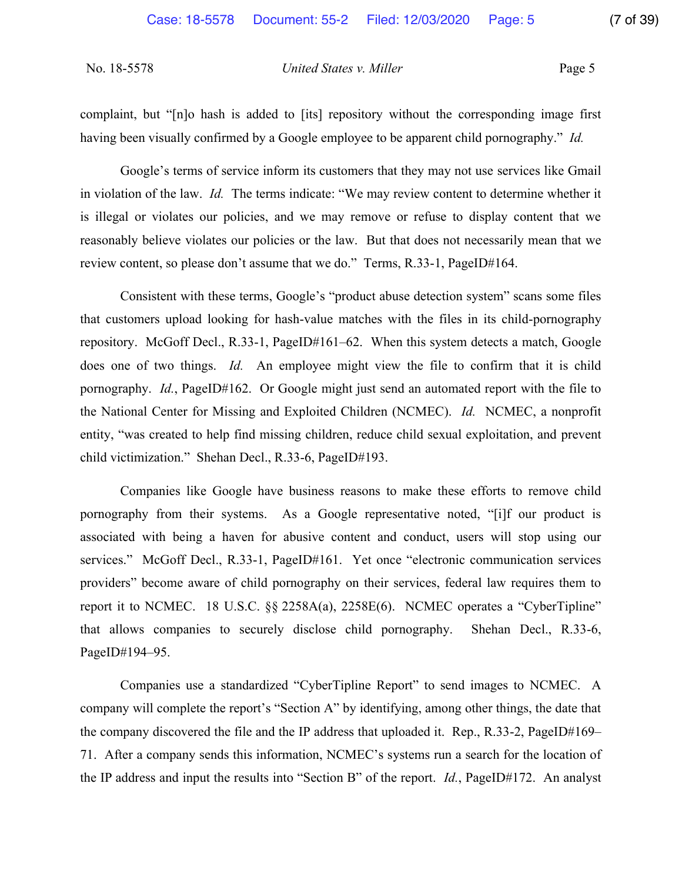complaint, but "[n]o hash is added to [its] repository without the corresponding image first having been visually confirmed by a Google employee to be apparent child pornography." *Id.*

Google's terms of service inform its customers that they may not use services like Gmail in violation of the law. *Id.* The terms indicate: "We may review content to determine whether it is illegal or violates our policies, and we may remove or refuse to display content that we reasonably believe violates our policies or the law. But that does not necessarily mean that we review content, so please don't assume that we do." Terms, R.33-1, PageID#164.

Consistent with these terms, Google's "product abuse detection system" scans some files that customers upload looking for hash-value matches with the files in its child-pornography repository. McGoff Decl., R.33-1, PageID#161–62. When this system detects a match, Google does one of two things. *Id.* An employee might view the file to confirm that it is child pornography. *Id.*, PageID#162. Or Google might just send an automated report with the file to the National Center for Missing and Exploited Children (NCMEC). *Id.* NCMEC, a nonprofit entity, "was created to help find missing children, reduce child sexual exploitation, and prevent child victimization." Shehan Decl., R.33-6, PageID#193.

Companies like Google have business reasons to make these efforts to remove child pornography from their systems. As a Google representative noted, "[i]f our product is associated with being a haven for abusive content and conduct, users will stop using our services." McGoff Decl., R.33-1, PageID#161. Yet once "electronic communication services providers" become aware of child pornography on their services, federal law requires them to report it to NCMEC. 18 U.S.C. §§ 2258A(a), 2258E(6). NCMEC operates a "CyberTipline" that allows companies to securely disclose child pornography. Shehan Decl., R.33-6, PageID#194–95.

Companies use a standardized "CyberTipline Report" to send images to NCMEC. A company will complete the report's "Section A" by identifying, among other things, the date that the company discovered the file and the IP address that uploaded it. Rep., R.33-2, PageID#169–71. After a company sends this information, NCMEC's systems run a search for the location of the IP address and input the results into "Section B" of the report. *Id.*, PageID#172. An analyst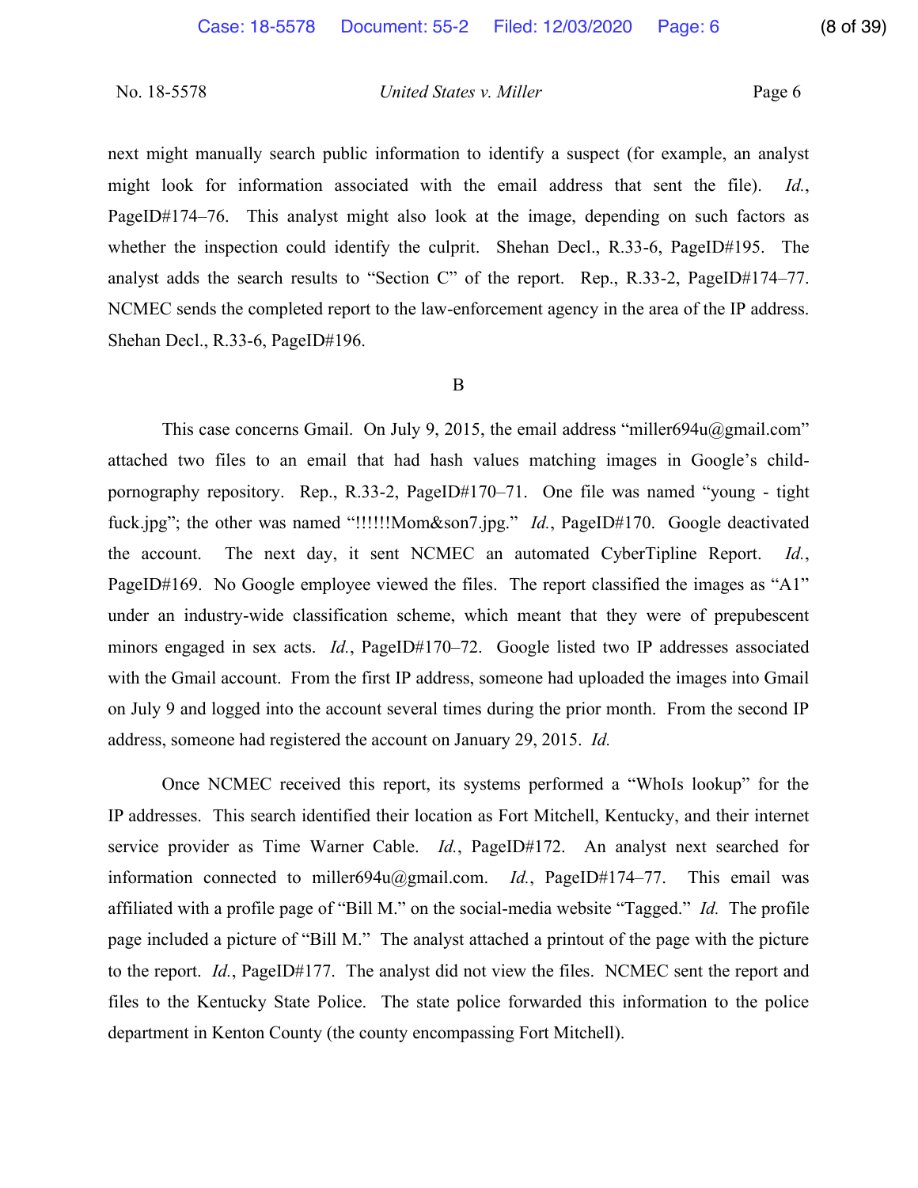next might manually search public information to identify a suspect (for example, an analyst might look for information associated with the email address that sent the file). *Id.*, PageID#174–76. This analyst might also look at the image, depending on such factors as whether the inspection could identify the culprit. Shehan Decl., R.33-6, PageID#195. The analyst adds the search results to "Section C" of the report. Rep., R.33-2, PageID#174–77. NCMEC sends the completed report to the law-enforcement agency in the area of the IP address. Shehan Decl., R.33-6, PageID#196.

B

This case concerns Gmail. On July 9, 2015, the email address "miller694u@gmail.com" attached two files to an email that had hash values matching images in Google's child-pornography repository. Rep., R.33-2, PageID#170–71. One file was named "young - tight fuck.jpg"; the other was named "!!!!!!Mom&son7.jpg." *Id.*, PageID#170. Google deactivated the account. The next day, it sent NCMEC an automated CyberTipline Report. *Id.*, PageID#169. No Google employee viewed the files. The report classified the images as "A1" under an industry-wide classification scheme, which meant that they were of prepubescent minors engaged in sex acts. *Id.*, PageID#170–72. Google listed two IP addresses associated with the Gmail account. From the first IP address, someone had uploaded the images into Gmail on July 9 and logged into the account several times during the prior month. From the second IP address, someone had registered the account on January 29, 2015. *Id.*

Once NCMEC received this report, its systems performed a "WhoIs lookup" for the IP addresses. This search identified their location as Fort Mitchell, Kentucky, and their internet service provider as Time Warner Cable. *Id.*, PageID#172. An analyst next searched for information connected to miller694u@gmail.com. *Id.*, PageID#174–77. This email was affiliated with a profile page of "Bill M." on the social-media website "Tagged." *Id.* The profile page included a picture of "Bill M." The analyst attached a printout of the page with the picture to the report. *Id.*, PageID#177. The analyst did not view the files. NCMEC sent the report and files to the Kentucky State Police. The state police forwarded this information to the police department in Kenton County (the county encompassing Fort Mitchell).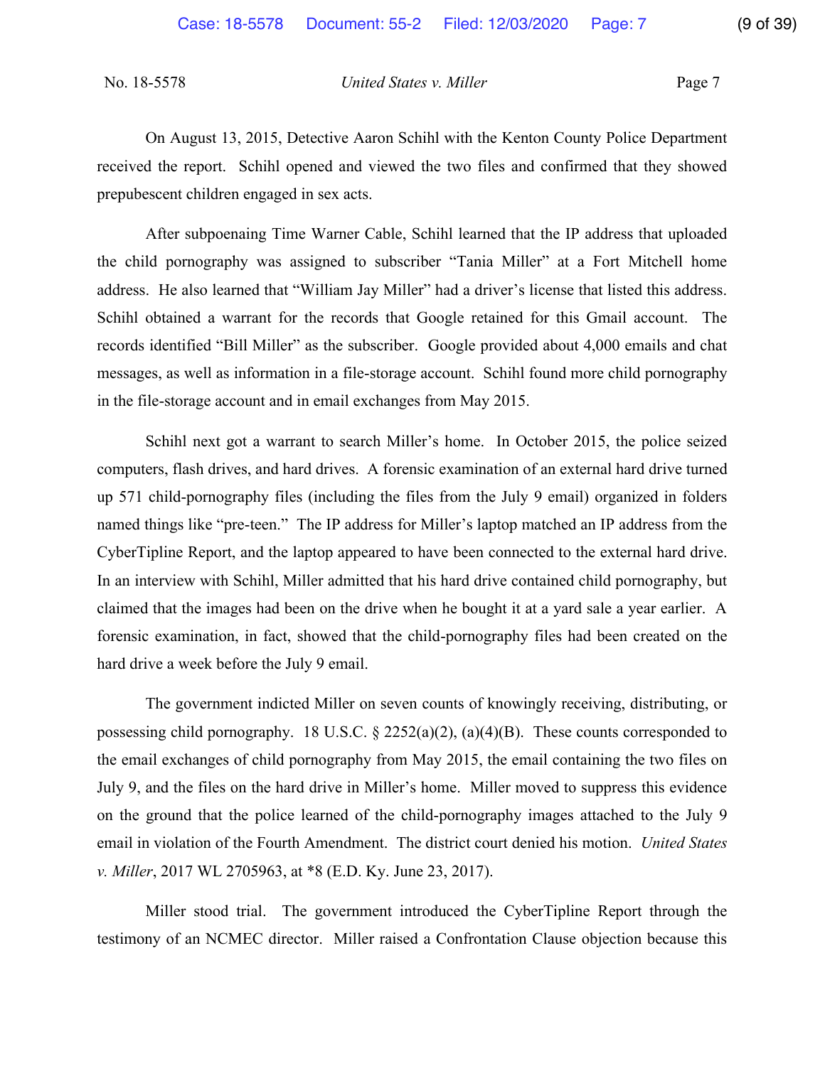On August 13, 2015, Detective Aaron Schihl with the Kenton County Police Department received the report. Schihl opened and viewed the two files and confirmed that they showed prepubescent children engaged in sex acts.

After subpoenaing Time Warner Cable, Schihl learned that the IP address that uploaded the child pornography was assigned to subscriber "Tania Miller" at a Fort Mitchell home address. He also learned that "William Jay Miller" had a driver's license that listed this address. Schihl obtained a warrant for the records that Google retained for this Gmail account. The records identified "Bill Miller" as the subscriber. Google provided about 4,000 emails and chat messages, as well as information in a file-storage account. Schihl found more child pornography in the file-storage account and in email exchanges from May 2015.

Schihl next got a warrant to search Miller's home. In October 2015, the police seized computers, flash drives, and hard drives. A forensic examination of an external hard drive turned up 571 child-pornography files (including the files from the July 9 email) organized in folders named things like "pre-teen." The IP address for Miller's laptop matched an IP address from the CyberTipline Report, and the laptop appeared to have been connected to the external hard drive. In an interview with Schihl, Miller admitted that his hard drive contained child pornography, but claimed that the images had been on the drive when he bought it at a yard sale a year earlier. A forensic examination, in fact, showed that the child-pornography files had been created on the hard drive a week before the July 9 email.

The government indicted Miller on seven counts of knowingly receiving, distributing, or possessing child pornography. 18 U.S.C. § 2252(a)(2), (a)(4)(B). These counts corresponded to the email exchanges of child pornography from May 2015, the email containing the two files on July 9, and the files on the hard drive in Miller's home. Miller moved to suppress this evidence on the ground that the police learned of the child-pornography images attached to the July 9 email in violation of the Fourth Amendment. The district court denied his motion. *United States v. Miller*, 2017 WL 2705963, at *8 (E.D. Ky. June 23, 2017).

Miller stood trial. The government introduced the CyberTipline Report through the testimony of an NCMEC director. Miller raised a Confrontation Clause objection because this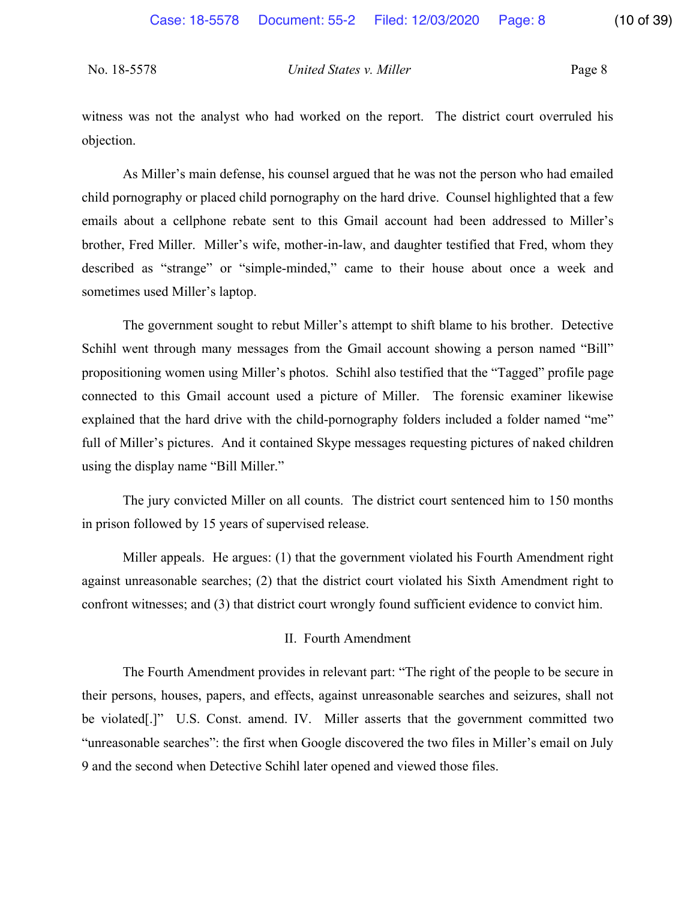witness was not the analyst who had worked on the report. The district court overruled his objection.

As Miller's main defense, his counsel argued that he was not the person who had emailed child pornography or placed child pornography on the hard drive. Counsel highlighted that a few emails about a cellphone rebate sent to this Gmail account had been addressed to Miller's brother, Fred Miller. Miller's wife, mother-in-law, and daughter testified that Fred, whom they described as "strange" or "simple-minded," came to their house about once a week and sometimes used Miller's laptop.

The government sought to rebut Miller's attempt to shift blame to his brother. Detective Schihl went through many messages from the Gmail account showing a person named "Bill" propositioning women using Miller's photos. Schihl also testified that the "Tagged" profile page connected to this Gmail account used a picture of Miller. The forensic examiner likewise explained that the hard drive with the child-pornography folders included a folder named "me" full of Miller's pictures. And it contained Skype messages requesting pictures of naked children using the display name "Bill Miller."

The jury convicted Miller on all counts. The district court sentenced him to 150 months in prison followed by 15 years of supervised release.

Miller appeals. He argues: (1) that the government violated his Fourth Amendment right against unreasonable searches; (2) that the district court violated his Sixth Amendment right to confront witnesses; and (3) that district court wrongly found sufficient evidence to convict him.

## II. Fourth Amendment

The Fourth Amendment provides in relevant part: "The right of the people to be secure in their persons, houses, papers, and effects, against unreasonable searches and seizures, shall not be violated[.]" U.S. Const. amend. IV. Miller asserts that the government committed two "unreasonable searches": the first when Google discovered the two files in Miller's email on July 9 and the second when Detective Schihl later opened and viewed those files.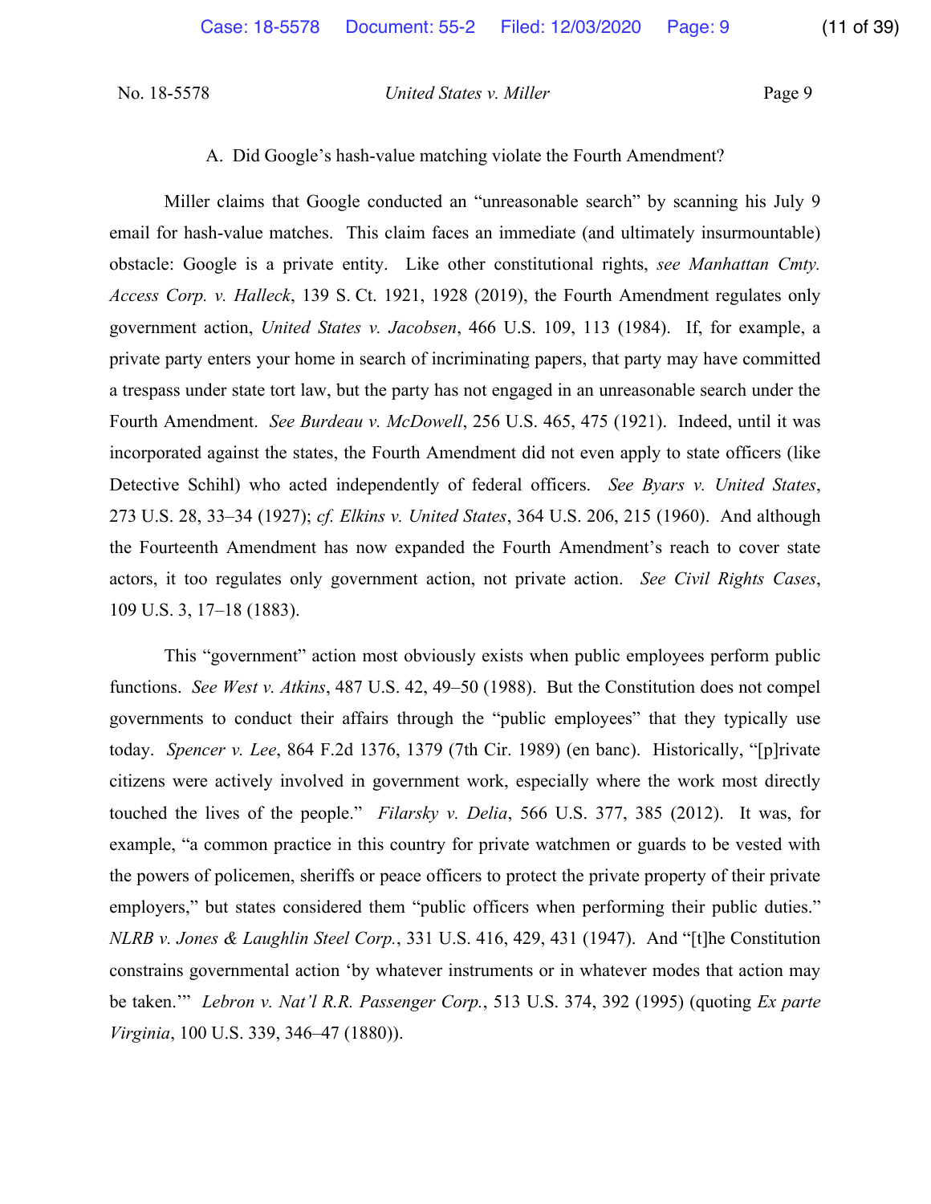### A. Did Google's hash-value matching violate the Fourth Amendment?

Miller claims that Google conducted an "unreasonable search" by scanning his July 9 email for hash-value matches. This claim faces an immediate (and ultimately insurmountable) obstacle: Google is a private entity. Like other constitutional rights, *see Manhattan Cmty. Access Corp. v. Halleck*, 139 S. Ct. 1921, 1928 (2019), the Fourth Amendment regulates only government action, *United States v. Jacobsen*, 466 U.S. 109, 113 (1984). If, for example, a private party enters your home in search of incriminating papers, that party may have committed a trespass under state tort law, but the party has not engaged in an unreasonable search under the Fourth Amendment. *See Burdeau v. McDowell*, 256 U.S. 465, 475 (1921). Indeed, until it was incorporated against the states, the Fourth Amendment did not even apply to state officers (like Detective Schihl) who acted independently of federal officers. *See Byars v. United States*, 273 U.S. 28, 33–34 (1927); *cf. Elkins v. United States*, 364 U.S. 206, 215 (1960). And although the Fourteenth Amendment has now expanded the Fourth Amendment's reach to cover state actors, it too regulates only government action, not private action. *See Civil Rights Cases*, 109 U.S. 3, 17–18 (1883).

This "government" action most obviously exists when public employees perform public functions. *See West v. Atkins*, 487 U.S. 42, 49–50 (1988). But the Constitution does not compel governments to conduct their affairs through the "public employees" that they typically use today. *Spencer v. Lee*, 864 F.2d 1376, 1379 (7th Cir. 1989) (en banc). Historically, "[p]rivate citizens were actively involved in government work, especially where the work most directly touched the lives of the people." *Filarsky v. Delia*, 566 U.S. 377, 385 (2012). It was, for example, "a common practice in this country for private watchmen or guards to be vested with the powers of policemen, sheriffs or peace officers to protect the private property of their private employers," but states considered them "public officers when performing their public duties." *NLRB v. Jones & Laughlin Steel Corp.*, 331 U.S. 416, 429, 431 (1947). And "[t]he Constitution constrains governmental action 'by whatever instruments or in whatever modes that action may be taken.'" *Lebron v. Nat'l R.R. Passenger Corp.*, 513 U.S. 374, 392 (1995) (quoting *Ex parte Virginia*, 100 U.S. 339, 346–47 (1880)).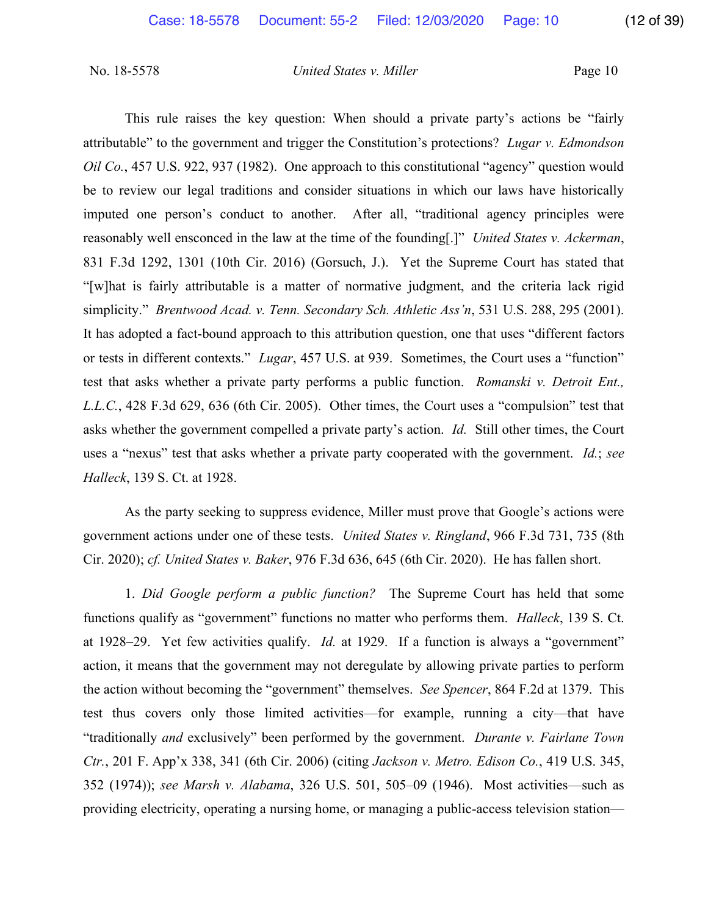This rule raises the key question: When should a private party's actions be "fairly attributable" to the government and trigger the Constitution's protections? *Lugar v. Edmondson Oil Co.*, 457 U.S. 922, 937 (1982). One approach to this constitutional "agency" question would be to review our legal traditions and consider situations in which our laws have historically imputed one person's conduct to another. After all, "traditional agency principles were reasonably well ensconced in the law at the time of the founding[.]" *United States v. Ackerman*, 831 F.3d 1292, 1301 (10th Cir. 2016) (Gorsuch, J.). Yet the Supreme Court has stated that "[w]hat is fairly attributable is a matter of normative judgment, and the criteria lack rigid simplicity." *Brentwood Acad. v. Tenn. Secondary Sch. Athletic Ass'n*, 531 U.S. 288, 295 (2001). It has adopted a fact-bound approach to this attribution question, one that uses "different factors or tests in different contexts." *Lugar*, 457 U.S. at 939. Sometimes, the Court uses a "function" test that asks whether a private party performs a public function. *Romanski v. Detroit Ent., L.L.C.*, 428 F.3d 629, 636 (6th Cir. 2005). Other times, the Court uses a "compulsion" test that asks whether the government compelled a private party's action. *Id.* Still other times, the Court uses a "nexus" test that asks whether a private party cooperated with the government. *Id.*; *see Halleck*, 139 S. Ct. at 1928.

As the party seeking to suppress evidence, Miller must prove that Google's actions were government actions under one of these tests. *United States v. Ringland*, 966 F.3d 731, 735 (8th Cir. 2020); *cf. United States v. Baker*, 976 F.3d 636, 645 (6th Cir. 2020). He has fallen short.

1. *Did Google perform a public function?* The Supreme Court has held that some functions qualify as "government" functions no matter who performs them. *Halleck*, 139 S. Ct. at 1928–29. Yet few activities qualify. *Id.* at 1929. If a function is always a "government" action, it means that the government may not deregulate by allowing private parties to perform the action without becoming the "government" themselves. *See Spencer*, 864 F.2d at 1379. This test thus covers only those limited activities—for example, running a city—that have "traditionally *and* exclusively" been performed by the government. *Durante v. Fairlane Town Ctr.*, 201 F. App'x 338, 341 (6th Cir. 2006) (citing *Jackson v. Metro. Edison Co.*, 419 U.S. 345, 352 (1974)); *see Marsh v. Alabama*, 326 U.S. 501, 505–09 (1946). Most activities—such as providing electricity, operating a nursing home, or managing a public-access television station—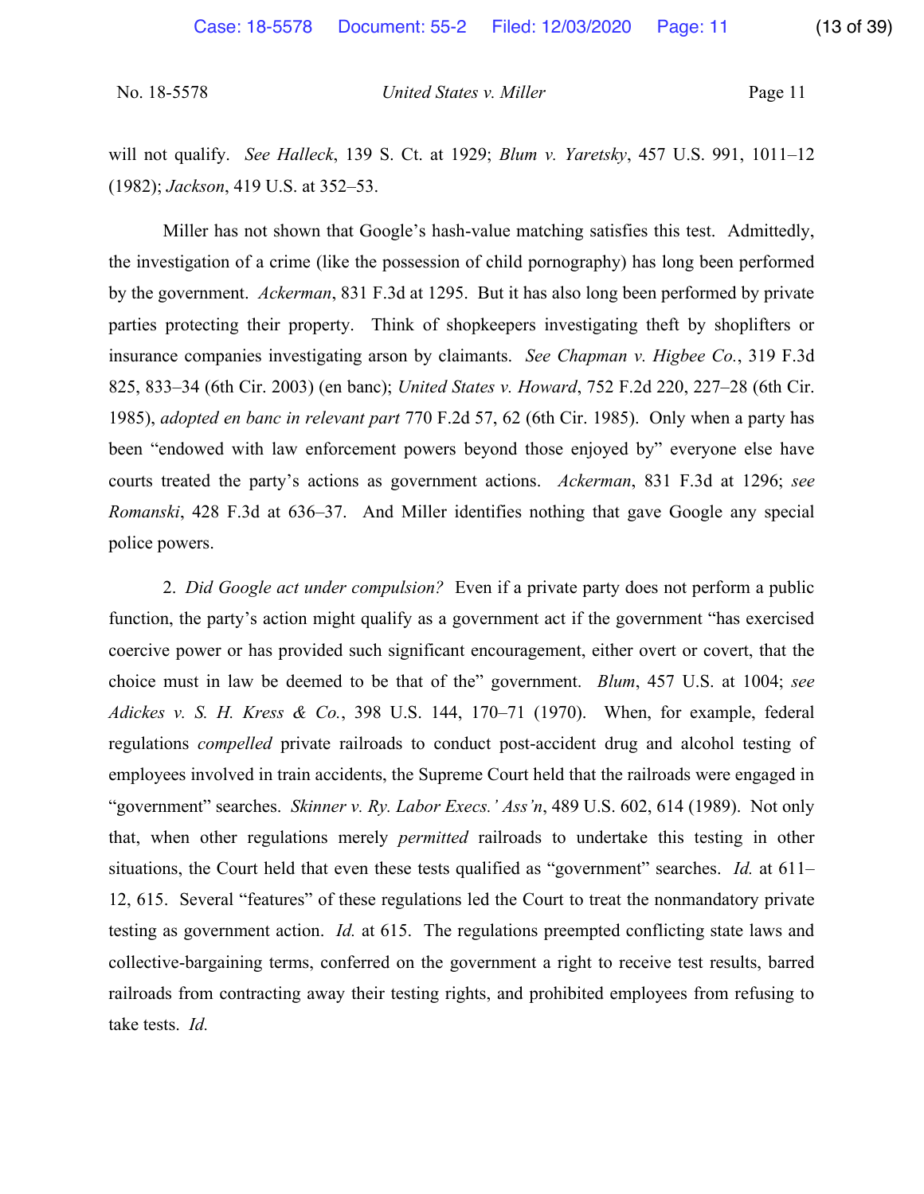will not qualify. *See Halleck*, 139 S. Ct. at 1929; *Blum v. Yaretsky*, 457 U.S. 991, 1011–12 (1982); *Jackson*, 419 U.S. at 352–53.

Miller has not shown that Google's hash-value matching satisfies this test. Admittedly, the investigation of a crime (like the possession of child pornography) has long been performed by the government. *Ackerman*, 831 F.3d at 1295. But it has also long been performed by private parties protecting their property. Think of shopkeepers investigating theft by shoplifters or insurance companies investigating arson by claimants. *See Chapman v. Higbee Co.*, 319 F.3d 825, 833–34 (6th Cir. 2003) (en banc); *United States v. Howard*, 752 F.2d 220, 227–28 (6th Cir. 1985), *adopted en banc in relevant part* 770 F.2d 57, 62 (6th Cir. 1985). Only when a party has been "endowed with law enforcement powers beyond those enjoyed by" everyone else have courts treated the party's actions as government actions. *Ackerman*, 831 F.3d at 1296; *see Romanski*, 428 F.3d at 636–37. And Miller identifies nothing that gave Google any special police powers.

2. *Did Google act under compulsion?* Even if a private party does not perform a public function, the party's action might qualify as a government act if the government "has exercised coercive power or has provided such significant encouragement, either overt or covert, that the choice must in law be deemed to be that of the" government. *Blum*, 457 U.S. at 1004; *see Adickes v. S. H. Kress & Co.*, 398 U.S. 144, 170–71 (1970). When, for example, federal regulations *compelled* private railroads to conduct post-accident drug and alcohol testing of employees involved in train accidents, the Supreme Court held that the railroads were engaged in "government" searches. *Skinner v. Ry. Labor Execs.' Ass'n*, 489 U.S. 602, 614 (1989). Not only that, when other regulations merely *permitted* railroads to undertake this testing in other situations, the Court held that even these tests qualified as "government" searches. *Id.* at 611–12, 615. Several "features" of these regulations led the Court to treat the nonmandatory private testing as government action. *Id.* at 615. The regulations preempted conflicting state laws and collective-bargaining terms, conferred on the government a right to receive test results, barred railroads from contracting away their testing rights, and prohibited employees from refusing to take tests. *Id.*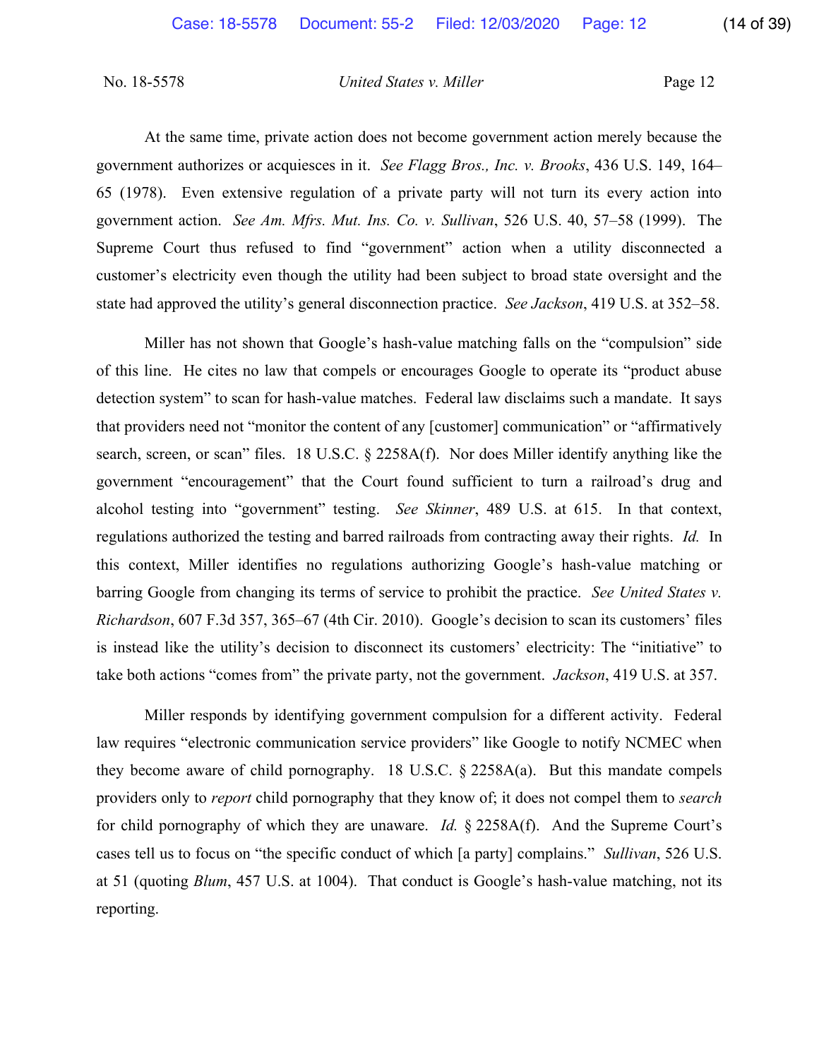At the same time, private action does not become government action merely because the government authorizes or acquiesces in it. *See Flagg Bros., Inc. v. Brooks*, 436 U.S. 149, 164–65 (1978). Even extensive regulation of a private party will not turn its every action into government action. *See Am. Mfrs. Mut. Ins. Co. v. Sullivan*, 526 U.S. 40, 57–58 (1999). The Supreme Court thus refused to find "government" action when a utility disconnected a customer's electricity even though the utility had been subject to broad state oversight and the state had approved the utility's general disconnection practice. *See Jackson*, 419 U.S. at 352–58.

Miller has not shown that Google's hash-value matching falls on the "compulsion" side of this line. He cites no law that compels or encourages Google to operate its "product abuse detection system" to scan for hash-value matches. Federal law disclaims such a mandate. It says that providers need not "monitor the content of any [customer] communication" or "affirmatively search, screen, or scan" files. 18 U.S.C. § 2258A(f). Nor does Miller identify anything like the government "encouragement" that the Court found sufficient to turn a railroad's drug and alcohol testing into "government" testing. *See Skinner*, 489 U.S. at 615. In that context, regulations authorized the testing and barred railroads from contracting away their rights. *Id.* In this context, Miller identifies no regulations authorizing Google's hash-value matching or barring Google from changing its terms of service to prohibit the practice. *See United States v. Richardson*, 607 F.3d 357, 365–67 (4th Cir. 2010). Google's decision to scan its customers' files is instead like the utility's decision to disconnect its customers' electricity: The "initiative" to take both actions "comes from" the private party, not the government. *Jackson*, 419 U.S. at 357.

Miller responds by identifying government compulsion for a different activity. Federal law requires "electronic communication service providers" like Google to notify NCMEC when they become aware of child pornography. 18 U.S.C. § 2258A(a). But this mandate compels providers only to *report* child pornography that they know of; it does not compel them to *search* for child pornography of which they are unaware. *Id.* § 2258A(f). And the Supreme Court's cases tell us to focus on "the specific conduct of which [a party] complains." *Sullivan*, 526 U.S. at 51 (quoting *Blum*, 457 U.S. at 1004). That conduct is Google's hash-value matching, not its reporting.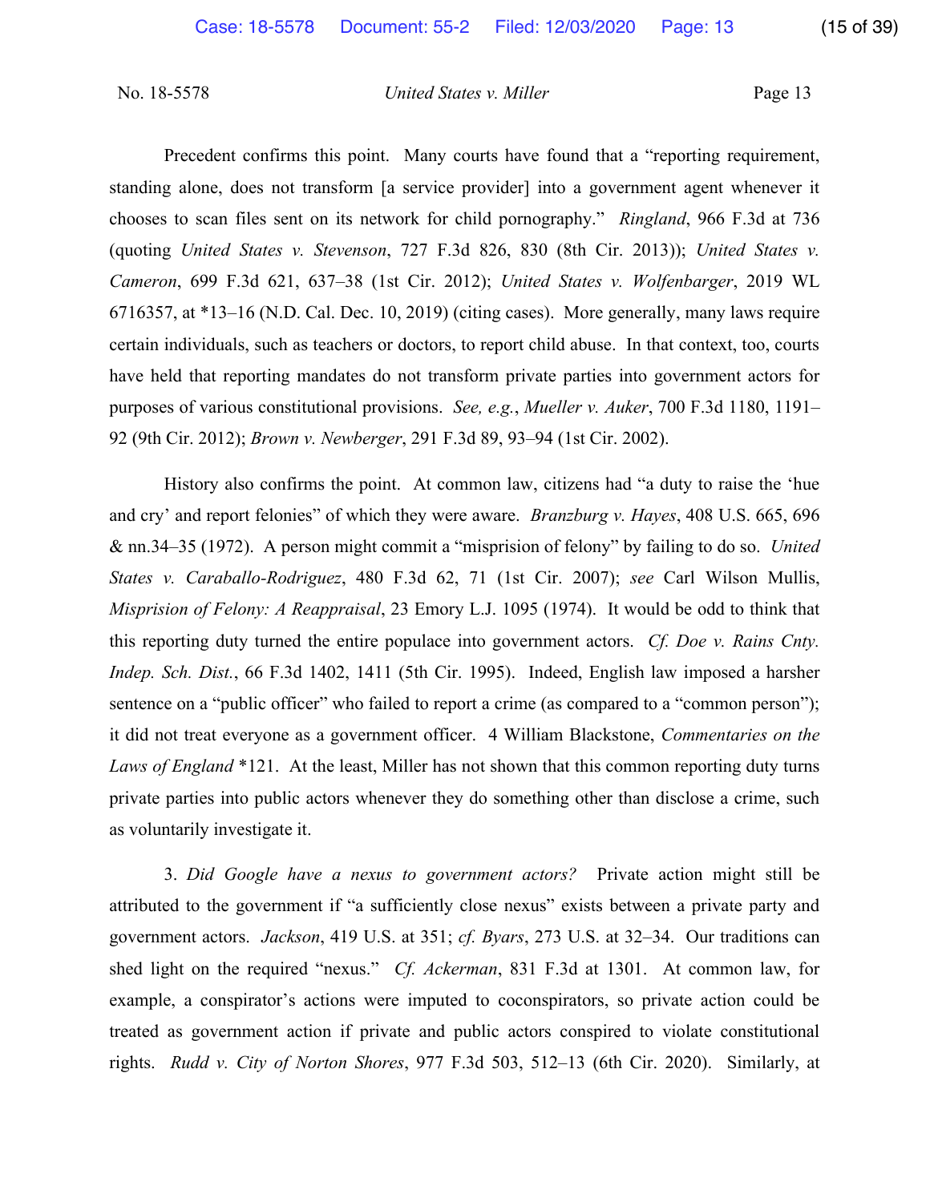Precedent confirms this point. Many courts have found that a "reporting requirement, standing alone, does not transform [a service provider] into a government agent whenever it chooses to scan files sent on its network for child pornography." *Ringland*, 966 F.3d at 736 (quoting *United States v. Stevenson*, 727 F.3d 826, 830 (8th Cir. 2013)); *United States v. Cameron*, 699 F.3d 621, 637–38 (1st Cir. 2012); *United States v. Wolfenbarger*, 2019 WL 6716357, at *13–16 (N.D. Cal. Dec. 10, 2019) (citing cases). More generally, many laws require certain individuals, such as teachers or doctors, to report child abuse. In that context, too, courts have held that reporting mandates do not transform private parties into government actors for purposes of various constitutional provisions. *See, e.g.*, *Mueller v. Auker*, 700 F.3d 1180, 1191–92 (9th Cir. 2012); *Brown v. Newberger*, 291 F.3d 89, 93–94 (1st Cir. 2002).

History also confirms the point. At common law, citizens had "a duty to raise the 'hue and cry' and report felonies" of which they were aware. *Branzburg v. Hayes*, 408 U.S. 665, 696 & nn.34–35 (1972). A person might commit a "misprision of felony" by failing to do so. *United States v. Caraballo-Rodriguez*, 480 F.3d 62, 71 (1st Cir. 2007); *see* Carl Wilson Mullis, *Misprision of Felony: A Reappraisal*, 23 Emory L.J. 1095 (1974). It would be odd to think that this reporting duty turned the entire populace into government actors. *Cf. Doe v. Rains Cnty. Indep. Sch. Dist.*, 66 F.3d 1402, 1411 (5th Cir. 1995). Indeed, English law imposed a harsher sentence on a "public officer" who failed to report a crime (as compared to a "common person"); it did not treat everyone as a government officer. 4 William Blackstone, *Commentaries on the Laws of England* *121. At the least, Miller has not shown that this common reporting duty turns private parties into public actors whenever they do something other than disclose a crime, such as voluntarily investigate it.

3. *Did Google have a nexus to government actors?* Private action might still be attributed to the government if "a sufficiently close nexus" exists between a private party and government actors. *Jackson*, 419 U.S. at 351; *cf. Byars*, 273 U.S. at 32–34. Our traditions can shed light on the required "nexus." *Cf. Ackerman*, 831 F.3d at 1301. At common law, for example, a conspirator's actions were imputed to coconspirators, so private action could be treated as government action if private and public actors conspired to violate constitutional rights. *Rudd v. City of Norton Shores*, 977 F.3d 503, 512–13 (6th Cir. 2020). Similarly, at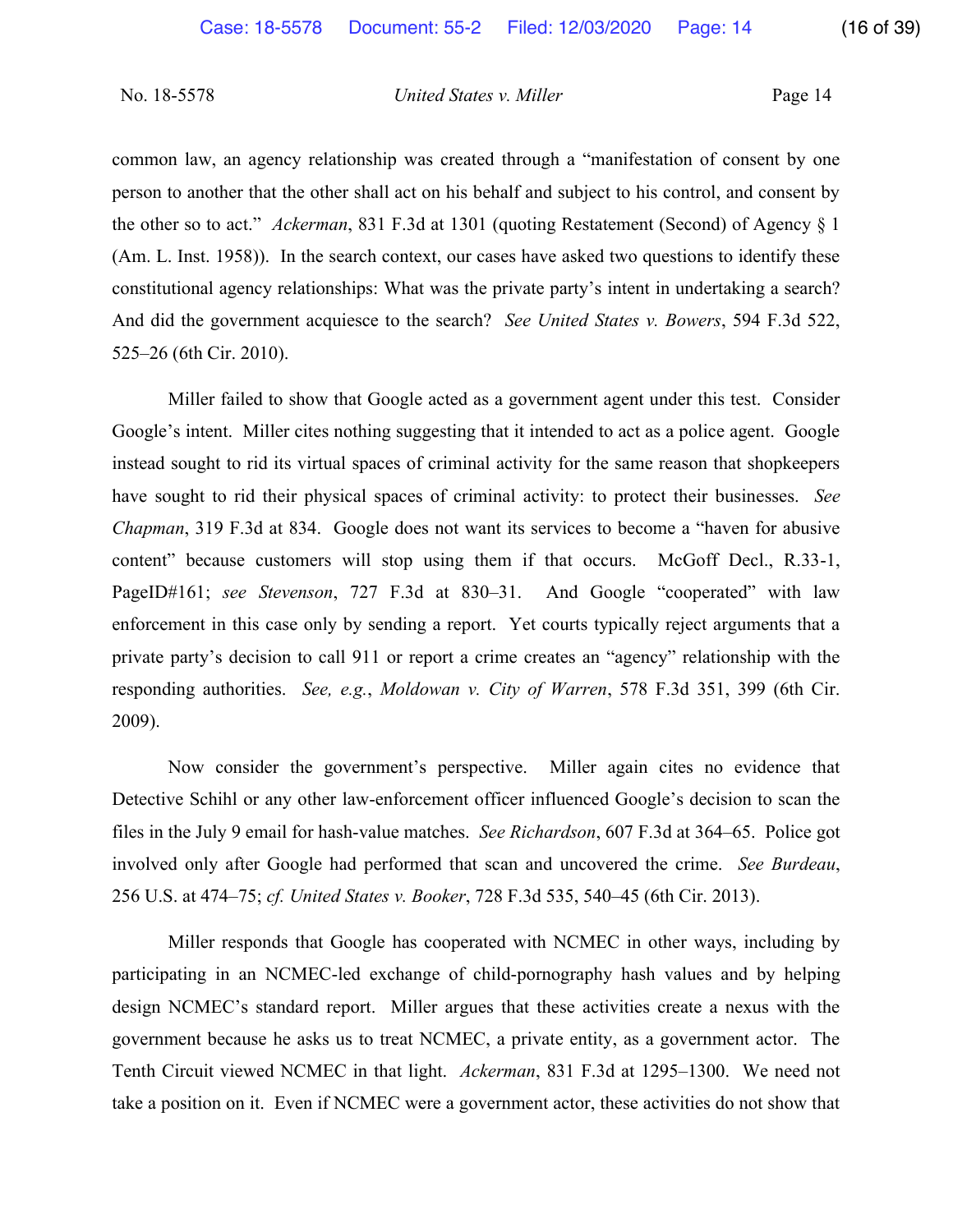common law, an agency relationship was created through a "manifestation of consent by one person to another that the other shall act on his behalf and subject to his control, and consent by the other so to act." *Ackerman*, 831 F.3d at 1301 (quoting Restatement (Second) of Agency § 1 (Am. L. Inst. 1958)). In the search context, our cases have asked two questions to identify these constitutional agency relationships: What was the private party's intent in undertaking a search? And did the government acquiesce to the search? *See United States v. Bowers*, 594 F.3d 522, 525–26 (6th Cir. 2010).

Miller failed to show that Google acted as a government agent under this test. Consider Google's intent. Miller cites nothing suggesting that it intended to act as a police agent. Google instead sought to rid its virtual spaces of criminal activity for the same reason that shopkeepers have sought to rid their physical spaces of criminal activity: to protect their businesses. *See Chapman*, 319 F.3d at 834. Google does not want its services to become a "haven for abusive content" because customers will stop using them if that occurs. McGoff Decl., R.33-1, PageID#161; *see Stevenson*, 727 F.3d at 830–31. And Google "cooperated" with law enforcement in this case only by sending a report. Yet courts typically reject arguments that a private party's decision to call 911 or report a crime creates an "agency" relationship with the responding authorities. *See, e.g.*, *Moldowan v. City of Warren*, 578 F.3d 351, 399 (6th Cir. 2009).

Now consider the government's perspective. Miller again cites no evidence that Detective Schihl or any other law-enforcement officer influenced Google's decision to scan the files in the July 9 email for hash-value matches. *See Richardson*, 607 F.3d at 364–65. Police got involved only after Google had performed that scan and uncovered the crime. *See Burdeau*, 256 U.S. at 474–75; *cf. United States v. Booker*, 728 F.3d 535, 540–45 (6th Cir. 2013).

Miller responds that Google has cooperated with NCMEC in other ways, including by participating in an NCMEC-led exchange of child-pornography hash values and by helping design NCMEC's standard report. Miller argues that these activities create a nexus with the government because he asks us to treat NCMEC, a private entity, as a government actor. The Tenth Circuit viewed NCMEC in that light. *Ackerman*, 831 F.3d at 1295–1300. We need not take a position on it. Even if NCMEC were a government actor, these activities do not show that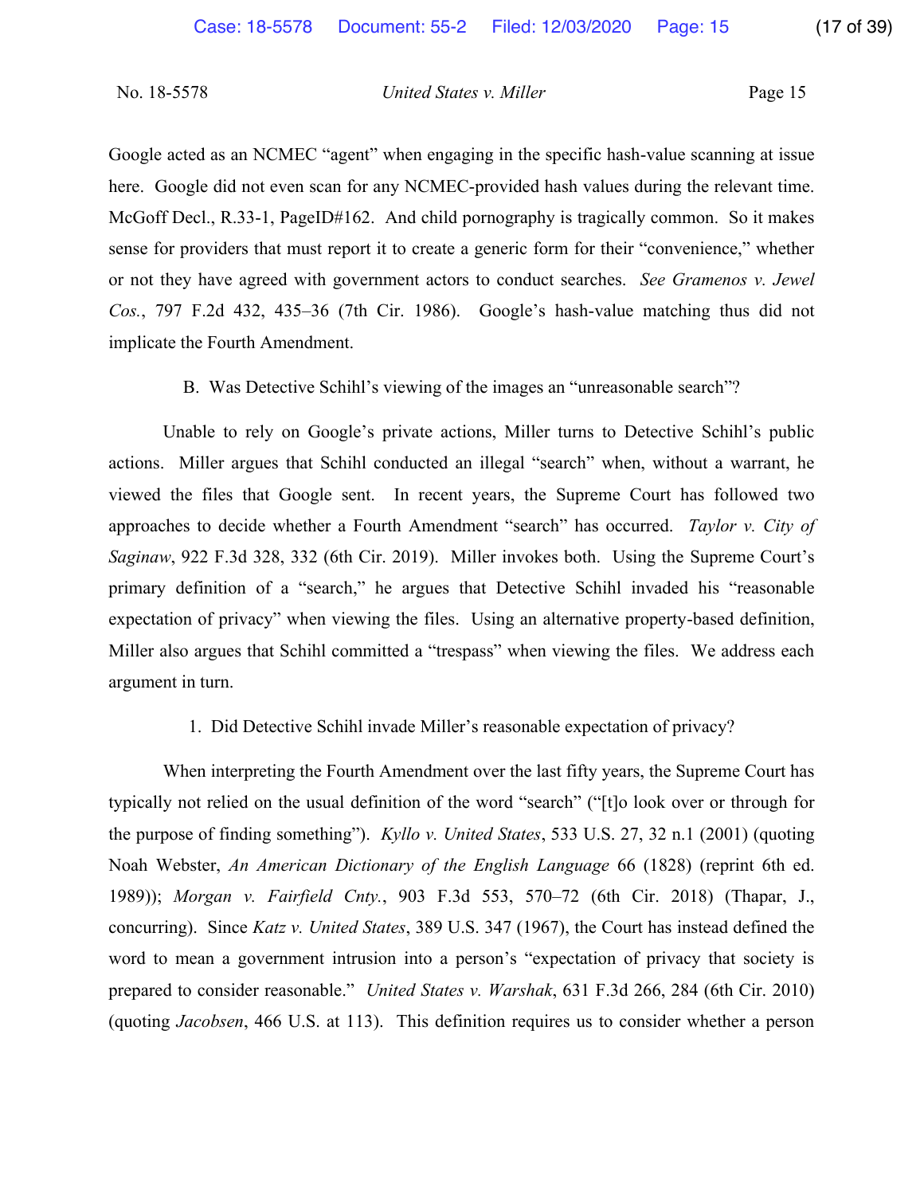Google acted as an NCMEC "agent" when engaging in the specific hash-value scanning at issue here. Google did not even scan for any NCMEC-provided hash values during the relevant time. McGoff Decl., R.33-1, PageID#162. And child pornography is tragically common. So it makes sense for providers that must report it to create a generic form for their "convenience," whether or not they have agreed with government actors to conduct searches. *See Gramenos v. Jewel Cos.*, 797 F.2d 432, 435–36 (7th Cir. 1986). Google's hash-value matching thus did not implicate the Fourth Amendment.

### B. Was Detective Schihl's viewing of the images an "unreasonable search"?

Unable to rely on Google's private actions, Miller turns to Detective Schihl's public actions. Miller argues that Schihl conducted an illegal "search" when, without a warrant, he viewed the files that Google sent. In recent years, the Supreme Court has followed two approaches to decide whether a Fourth Amendment "search" has occurred. *Taylor v. City of Saginaw*, 922 F.3d 328, 332 (6th Cir. 2019). Miller invokes both. Using the Supreme Court's primary definition of a "search," he argues that Detective Schihl invaded his "reasonable expectation of privacy" when viewing the files. Using an alternative property-based definition, Miller also argues that Schihl committed a "trespass" when viewing the files. We address each argument in turn.

#### 1. Did Detective Schihl invade Miller's reasonable expectation of privacy?

When interpreting the Fourth Amendment over the last fifty years, the Supreme Court has typically not relied on the usual definition of the word "search" ("[t]o look over or through for the purpose of finding something"). *Kyllo v. United States*, 533 U.S. 27, 32 n.1 (2001) (quoting Noah Webster, *An American Dictionary of the English Language* 66 (1828) (reprint 6th ed. 1989)); *Morgan v. Fairfield Cnty.*, 903 F.3d 553, 570–72 (6th Cir. 2018) (Thapar, J., concurring). Since *Katz v. United States*, 389 U.S. 347 (1967), the Court has instead defined the word to mean a government intrusion into a person's "expectation of privacy that society is prepared to consider reasonable." *United States v. Warshak*, 631 F.3d 266, 284 (6th Cir. 2010) (quoting *Jacobsen*, 466 U.S. at 113). This definition requires us to consider whether a person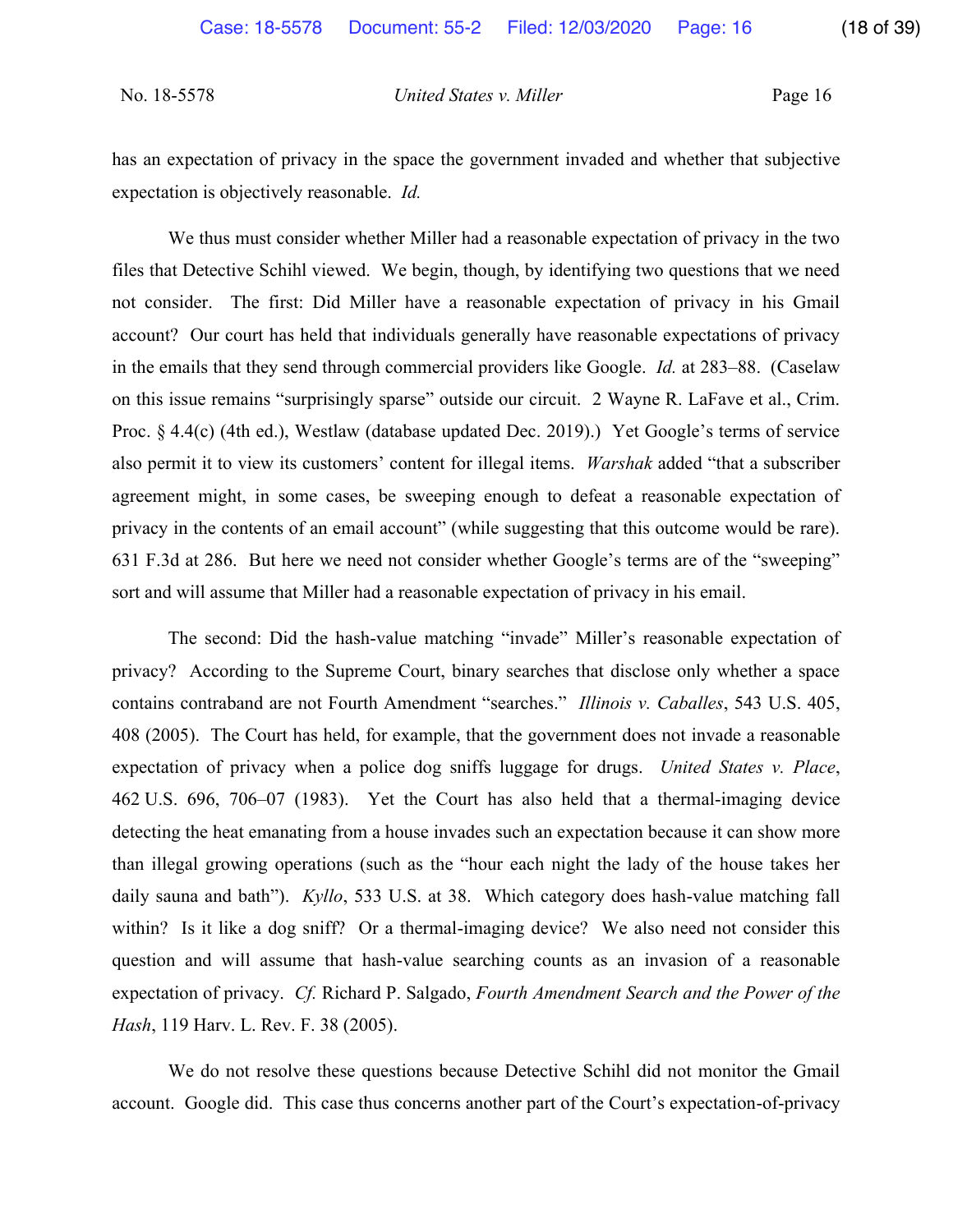has an expectation of privacy in the space the government invaded and whether that subjective expectation is objectively reasonable. *Id.*

We thus must consider whether Miller had a reasonable expectation of privacy in the two files that Detective Schihl viewed. We begin, though, by identifying two questions that we need not consider. The first: Did Miller have a reasonable expectation of privacy in his Gmail account? Our court has held that individuals generally have reasonable expectations of privacy in the emails that they send through commercial providers like Google. *Id.* at 283–88. (Caselaw on this issue remains "surprisingly sparse" outside our circuit. 2 Wayne R. LaFave et al., Crim. Proc. § 4.4(c) (4th ed.), Westlaw (database updated Dec. 2019).) Yet Google's terms of service also permit it to view its customers' content for illegal items. *Warshak* added "that a subscriber agreement might, in some cases, be sweeping enough to defeat a reasonable expectation of privacy in the contents of an email account" (while suggesting that this outcome would be rare). 631 F.3d at 286. But here we need not consider whether Google's terms are of the "sweeping" sort and will assume that Miller had a reasonable expectation of privacy in his email.

The second: Did the hash-value matching "invade" Miller's reasonable expectation of privacy? According to the Supreme Court, binary searches that disclose only whether a space contains contraband are not Fourth Amendment "searches." *Illinois v. Caballes*, 543 U.S. 405, 408 (2005). The Court has held, for example, that the government does not invade a reasonable expectation of privacy when a police dog sniffs luggage for drugs. *United States v. Place*, 462 U.S. 696, 706–07 (1983). Yet the Court has also held that a thermal-imaging device detecting the heat emanating from a house invades such an expectation because it can show more than illegal growing operations (such as the "hour each night the lady of the house takes her daily sauna and bath"). *Kyllo*, 533 U.S. at 38. Which category does hash-value matching fall within? Is it like a dog sniff? Or a thermal-imaging device? We also need not consider this question and will assume that hash-value searching counts as an invasion of a reasonable expectation of privacy. *Cf.* Richard P. Salgado, *Fourth Amendment Search and the Power of the Hash*, 119 Harv. L. Rev. F. 38 (2005).

We do not resolve these questions because Detective Schihl did not monitor the Gmail account. Google did. This case thus concerns another part of the Court's expectation-of-privacy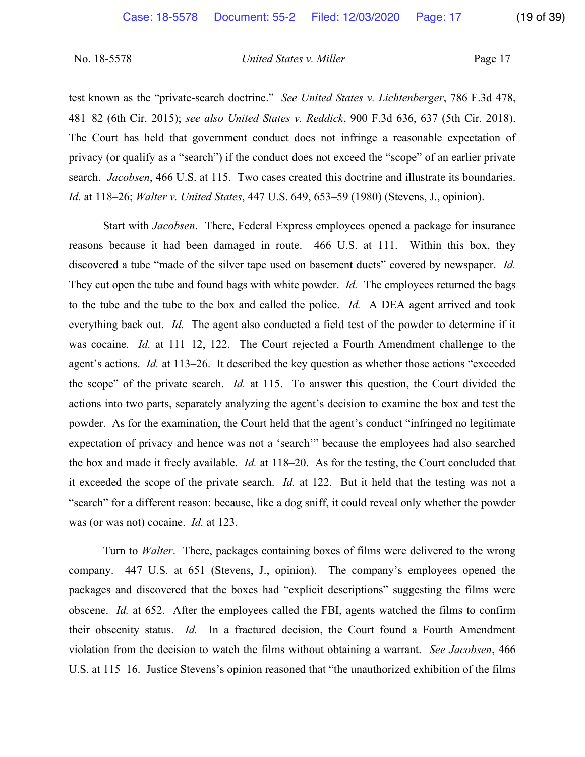test known as the "private-search doctrine." *See United States v. Lichtenberger*, 786 F.3d 478, 481–82 (6th Cir. 2015); *see also United States v. Reddick*, 900 F.3d 636, 637 (5th Cir. 2018). The Court has held that government conduct does not infringe a reasonable expectation of privacy (or qualify as a "search") if the conduct does not exceed the "scope" of an earlier private search. *Jacobsen*, 466 U.S. at 115. Two cases created this doctrine and illustrate its boundaries. *Id.* at 118–26; *Walter v. United States*, 447 U.S. 649, 653–59 (1980) (Stevens, J., opinion).

Start with *Jacobsen*. There, Federal Express employees opened a package for insurance reasons because it had been damaged in route. 466 U.S. at 111. Within this box, they discovered a tube "made of the silver tape used on basement ducts" covered by newspaper. *Id.* They cut open the tube and found bags with white powder. *Id.* The employees returned the bags to the tube and the tube to the box and called the police. *Id.* A DEA agent arrived and took everything back out. *Id.* The agent also conducted a field test of the powder to determine if it was cocaine. *Id.* at 111–12, 122. The Court rejected a Fourth Amendment challenge to the agent's actions. *Id.* at 113–26. It described the key question as whether those actions "exceeded the scope" of the private search. *Id.* at 115. To answer this question, the Court divided the actions into two parts, separately analyzing the agent's decision to examine the box and test the powder. As for the examination, the Court held that the agent's conduct "infringed no legitimate expectation of privacy and hence was not a 'search'" because the employees had also searched the box and made it freely available. *Id.* at 118–20. As for the testing, the Court concluded that it exceeded the scope of the private search. *Id.* at 122. But it held that the testing was not a "search" for a different reason: because, like a dog sniff, it could reveal only whether the powder was (or was not) cocaine. *Id.* at 123.

Turn to *Walter*. There, packages containing boxes of films were delivered to the wrong company. 447 U.S. at 651 (Stevens, J., opinion). The company's employees opened the packages and discovered that the boxes had "explicit descriptions" suggesting the films were obscene. *Id.* at 652. After the employees called the FBI, agents watched the films to confirm their obscenity status. *Id.* In a fractured decision, the Court found a Fourth Amendment violation from the decision to watch the films without obtaining a warrant. *See Jacobsen*, 466 U.S. at 115–16. Justice Stevens's opinion reasoned that "the unauthorized exhibition of the films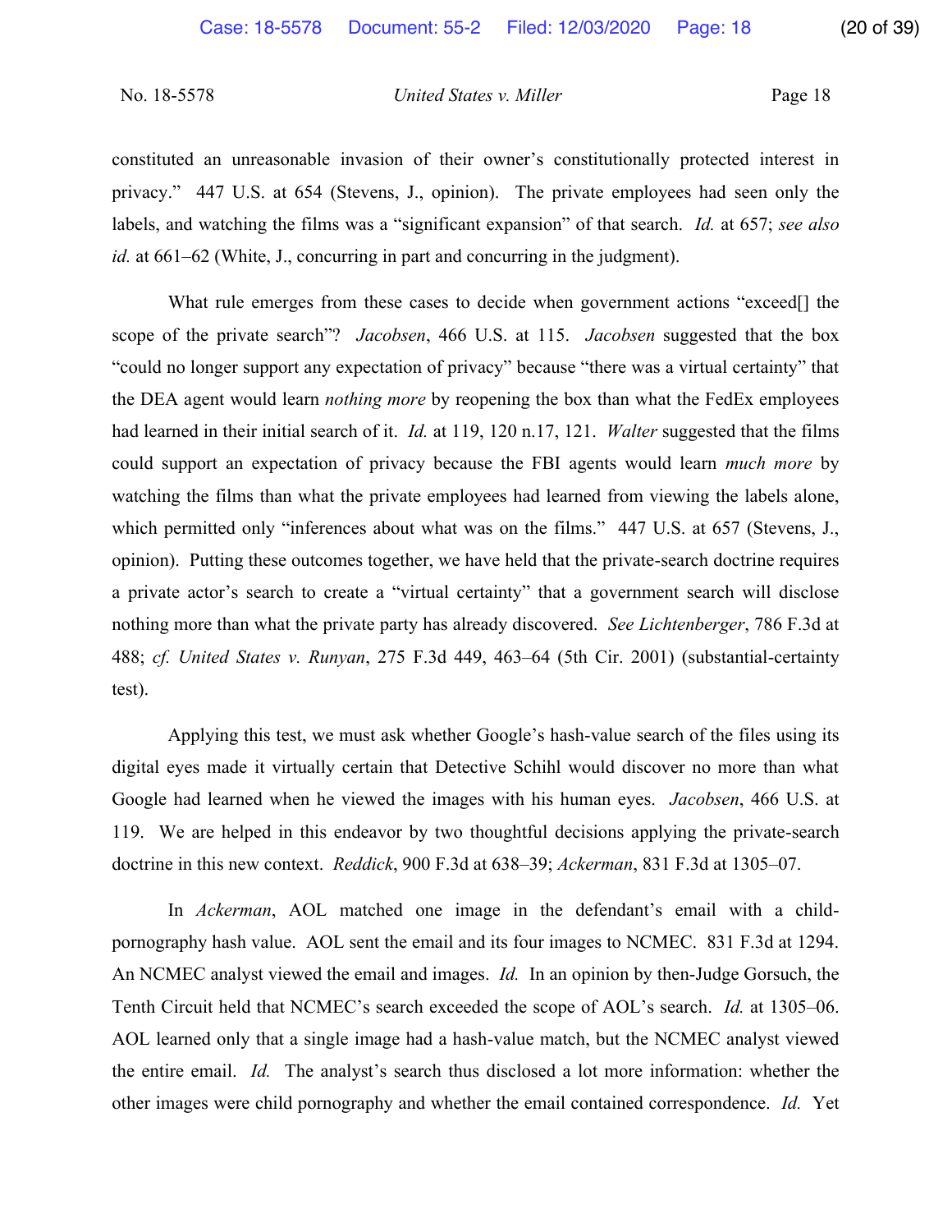constituted an unreasonable invasion of their owner's constitutionally protected interest in privacy." 447 U.S. at 654 (Stevens, J., opinion). The private employees had seen only the labels, and watching the films was a "significant expansion" of that search. *Id.* at 657; *see also id.* at 661–62 (White, J., concurring in part and concurring in the judgment).

What rule emerges from these cases to decide when government actions "exceed[] the scope of the private search"? *Jacobsen*, 466 U.S. at 115. *Jacobsen* suggested that the box "could no longer support any expectation of privacy" because "there was a virtual certainty" that the DEA agent would learn *nothing more* by reopening the box than what the FedEx employees had learned in their initial search of it. *Id.* at 119, 120 n.17, 121. *Walter* suggested that the films could support an expectation of privacy because the FBI agents would learn *much more* by watching the films than what the private employees had learned from viewing the labels alone, which permitted only "inferences about what was on the films." 447 U.S. at 657 (Stevens, J., opinion). Putting these outcomes together, we have held that the private-search doctrine requires a private actor's search to create a "virtual certainty" that a government search will disclose nothing more than what the private party has already discovered. *See Lichtenberger*, 786 F.3d at 488; *cf. United States v. Runyan*, 275 F.3d 449, 463–64 (5th Cir. 2001) (substantial-certainty test).

Applying this test, we must ask whether Google's hash-value search of the files using its digital eyes made it virtually certain that Detective Schihl would discover no more than what Google had learned when he viewed the images with his human eyes. *Jacobsen*, 466 U.S. at 119. We are helped in this endeavor by two thoughtful decisions applying the private-search doctrine in this new context. *Reddick*, 900 F.3d at 638–39; *Ackerman*, 831 F.3d at 1305–07.

In *Ackerman*, AOL matched one image in the defendant's email with a child-pornography hash value. AOL sent the email and its four images to NCMEC. 831 F.3d at 1294. An NCMEC analyst viewed the email and images. *Id.* In an opinion by then-Judge Gorsuch, the Tenth Circuit held that NCMEC's search exceeded the scope of AOL's search. *Id.* at 1305–06. AOL learned only that a single image had a hash-value match, but the NCMEC analyst viewed the entire email. *Id.* The analyst's search thus disclosed a lot more information: whether the other images were child pornography and whether the email contained correspondence. *Id.* Yet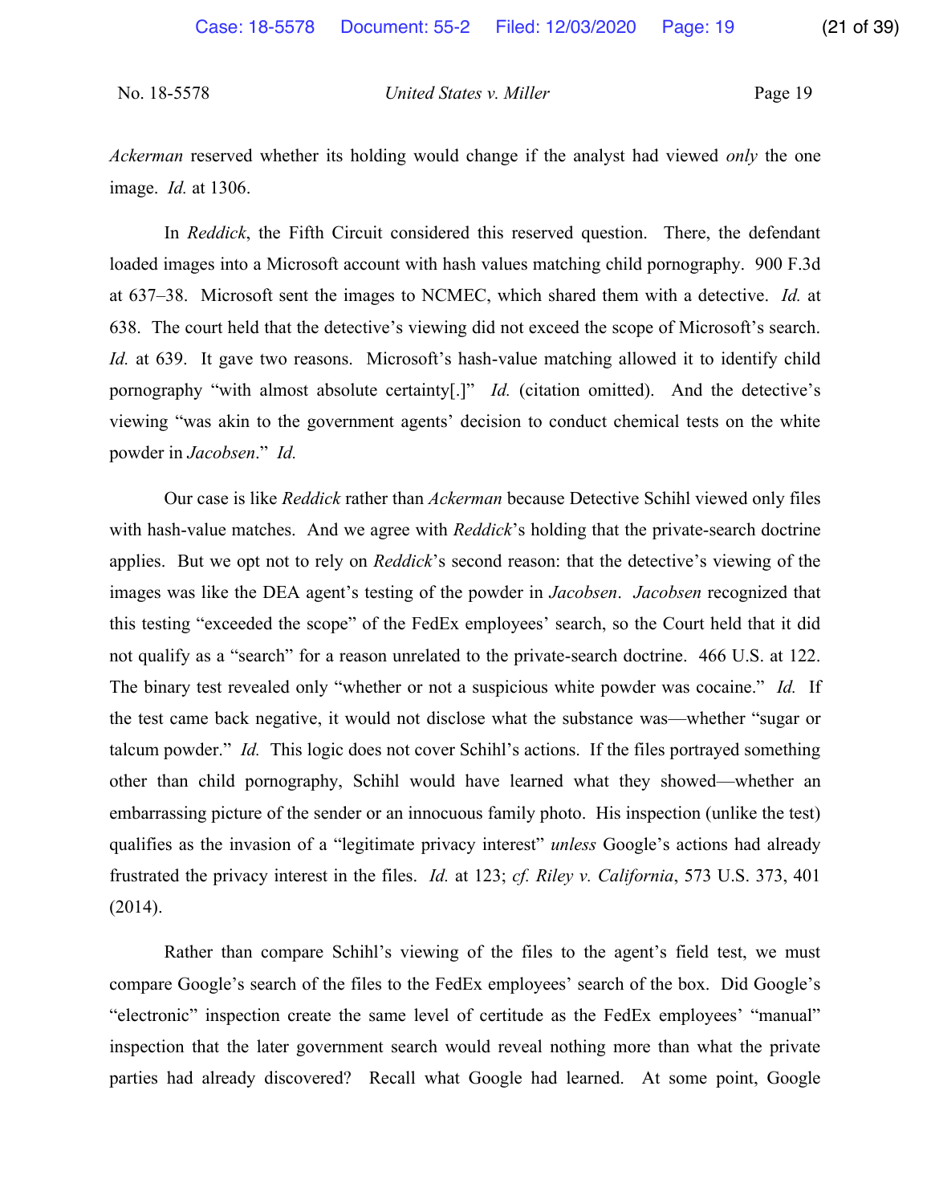*Ackerman* reserved whether its holding would change if the analyst had viewed *only* the one image. *Id.* at 1306.

In *Reddick*, the Fifth Circuit considered this reserved question. There, the defendant loaded images into a Microsoft account with hash values matching child pornography. 900 F.3d at 637–38. Microsoft sent the images to NCMEC, which shared them with a detective. *Id.* at 638. The court held that the detective's viewing did not exceed the scope of Microsoft's search. *Id.* at 639. It gave two reasons. Microsoft's hash-value matching allowed it to identify child pornography "with almost absolute certainty[.]" *Id.* (citation omitted). And the detective's viewing "was akin to the government agents' decision to conduct chemical tests on the white powder in *Jacobsen*." *Id.*

Our case is like *Reddick* rather than *Ackerman* because Detective Schihl viewed only files with hash-value matches. And we agree with *Reddick*'s holding that the private-search doctrine applies. But we opt not to rely on *Reddick*'s second reason: that the detective's viewing of the images was like the DEA agent's testing of the powder in *Jacobsen*. *Jacobsen* recognized that this testing "exceeded the scope" of the FedEx employees' search, so the Court held that it did not qualify as a "search" for a reason unrelated to the private-search doctrine. 466 U.S. at 122. The binary test revealed only "whether or not a suspicious white powder was cocaine." *Id.* If the test came back negative, it would not disclose what the substance was—whether "sugar or talcum powder." *Id.* This logic does not cover Schihl's actions. If the files portrayed something other than child pornography, Schihl would have learned what they showed—whether an embarrassing picture of the sender or an innocuous family photo. His inspection (unlike the test) qualifies as the invasion of a "legitimate privacy interest" *unless* Google's actions had already frustrated the privacy interest in the files. *Id.* at 123; *cf. Riley v. California*, 573 U.S. 373, 401 (2014).

Rather than compare Schihl's viewing of the files to the agent's field test, we must compare Google's search of the files to the FedEx employees' search of the box. Did Google's "electronic" inspection create the same level of certitude as the FedEx employees' "manual" inspection that the later government search would reveal nothing more than what the private parties had already discovered? Recall what Google had learned. At some point, Google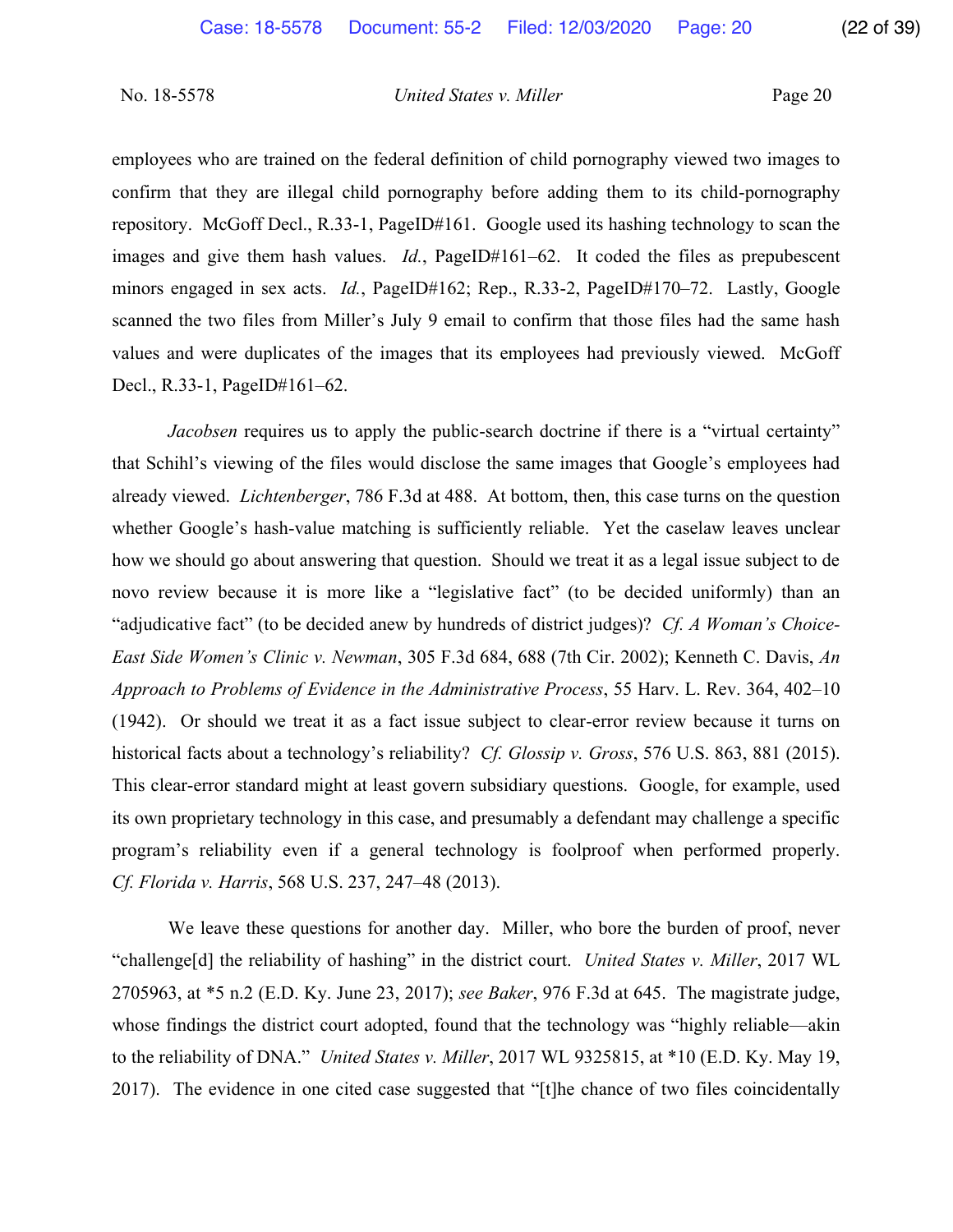employees who are trained on the federal definition of child pornography viewed two images to confirm that they are illegal child pornography before adding them to its child-pornography repository. McGoff Decl., R.33-1, PageID#161. Google used its hashing technology to scan the images and give them hash values. *Id.*, PageID#161–62. It coded the files as prepubescent minors engaged in sex acts. *Id.*, PageID#162; Rep., R.33-2, PageID#170–72. Lastly, Google scanned the two files from Miller's July 9 email to confirm that those files had the same hash values and were duplicates of the images that its employees had previously viewed. McGoff Decl., R.33-1, PageID#161–62.

*Jacobsen* requires us to apply the public-search doctrine if there is a "virtual certainty" that Schihl's viewing of the files would disclose the same images that Google's employees had already viewed. *Lichtenberger*, 786 F.3d at 488. At bottom, then, this case turns on the question whether Google's hash-value matching is sufficiently reliable. Yet the caselaw leaves unclear how we should go about answering that question. Should we treat it as a legal issue subject to de novo review because it is more like a "legislative fact" (to be decided uniformly) than an "adjudicative fact" (to be decided anew by hundreds of district judges)? *Cf. A Woman's Choice-East Side Women's Clinic v. Newman*, 305 F.3d 684, 688 (7th Cir. 2002); Kenneth C. Davis, *An Approach to Problems of Evidence in the Administrative Process*, 55 Harv. L. Rev. 364, 402–10 (1942). Or should we treat it as a fact issue subject to clear-error review because it turns on historical facts about a technology's reliability? *Cf. Glossip v. Gross*, 576 U.S. 863, 881 (2015). This clear-error standard might at least govern subsidiary questions. Google, for example, used its own proprietary technology in this case, and presumably a defendant may challenge a specific program's reliability even if a general technology is foolproof when performed properly. *Cf. Florida v. Harris*, 568 U.S. 237, 247–48 (2013).

We leave these questions for another day. Miller, who bore the burden of proof, never "challenge[d] the reliability of hashing" in the district court. *United States v. Miller*, 2017 WL 2705963, at *5 n.2 (E.D. Ky. June 23, 2017); *see Baker*, 976 F.3d at 645. The magistrate judge, whose findings the district court adopted, found that the technology was "highly reliable—akin to the reliability of DNA." *United States v. Miller*, 2017 WL 9325815, at *10 (E.D. Ky. May 19, 2017). The evidence in one cited case suggested that "[t]he chance of two files coincidentally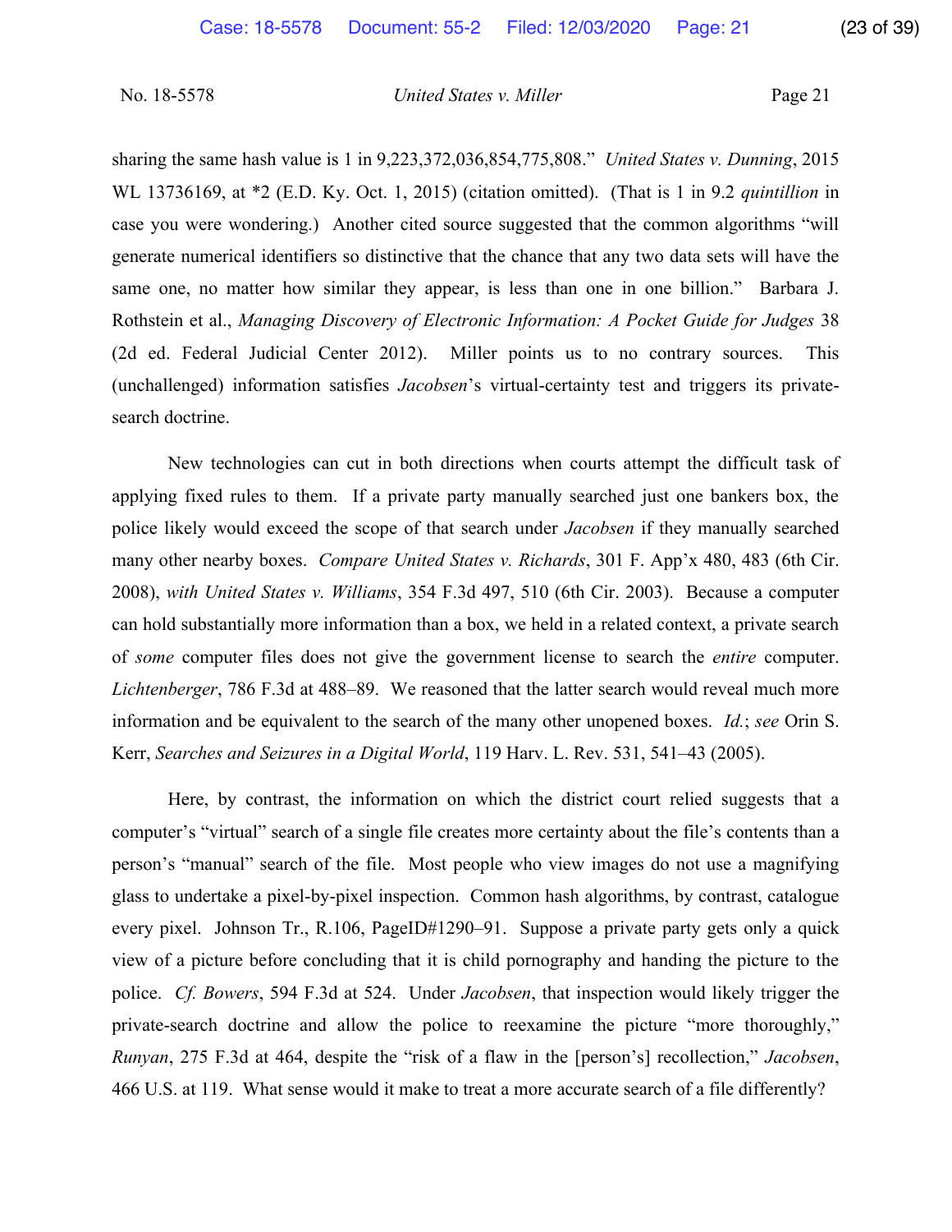sharing the same hash value is 1 in 9,223,372,036,854,775,808." *United States v. Dunning*, 2015 WL 13736169, at *2 (E.D. Ky. Oct. 1, 2015) (citation omitted). (That is 1 in 9.2 *quintillion* in case you were wondering.) Another cited source suggested that the common algorithms "will generate numerical identifiers so distinctive that the chance that any two data sets will have the same one, no matter how similar they appear, is less than one in one billion." Barbara J. Rothstein et al., *Managing Discovery of Electronic Information: A Pocket Guide for Judges* 38 (2d ed. Federal Judicial Center 2012). Miller points us to no contrary sources. This (unchallenged) information satisfies *Jacobsen*'s virtual-certainty test and triggers its private-search doctrine.

New technologies can cut in both directions when courts attempt the difficult task of applying fixed rules to them. If a private party manually searched just one bankers box, the police likely would exceed the scope of that search under *Jacobsen* if they manually searched many other nearby boxes. *Compare United States v. Richards*, 301 F. App'x 480, 483 (6th Cir. 2008), *with United States v. Williams*, 354 F.3d 497, 510 (6th Cir. 2003). Because a computer can hold substantially more information than a box, we held in a related context, a private search of *some* computer files does not give the government license to search the *entire* computer. *Lichtenberger*, 786 F.3d at 488–89. We reasoned that the latter search would reveal much more information and be equivalent to the search of the many other unopened boxes. *Id.*; *see* Orin S. Kerr, *Searches and Seizures in a Digital World*, 119 Harv. L. Rev. 531, 541–43 (2005).

Here, by contrast, the information on which the district court relied suggests that a computer's "virtual" search of a single file creates more certainty about the file's contents than a person's "manual" search of the file. Most people who view images do not use a magnifying glass to undertake a pixel-by-pixel inspection. Common hash algorithms, by contrast, catalogue every pixel. Johnson Tr., R.106, PageID#1290–91. Suppose a private party gets only a quick view of a picture before concluding that it is child pornography and handing the picture to the police. *Cf. Bowers*, 594 F.3d at 524. Under *Jacobsen*, that inspection would likely trigger the private-search doctrine and allow the police to reexamine the picture "more thoroughly," *Runyan*, 275 F.3d at 464, despite the "risk of a flaw in the [person's] recollection," *Jacobsen*, 466 U.S. at 119. What sense would it make to treat a more accurate search of a file differently?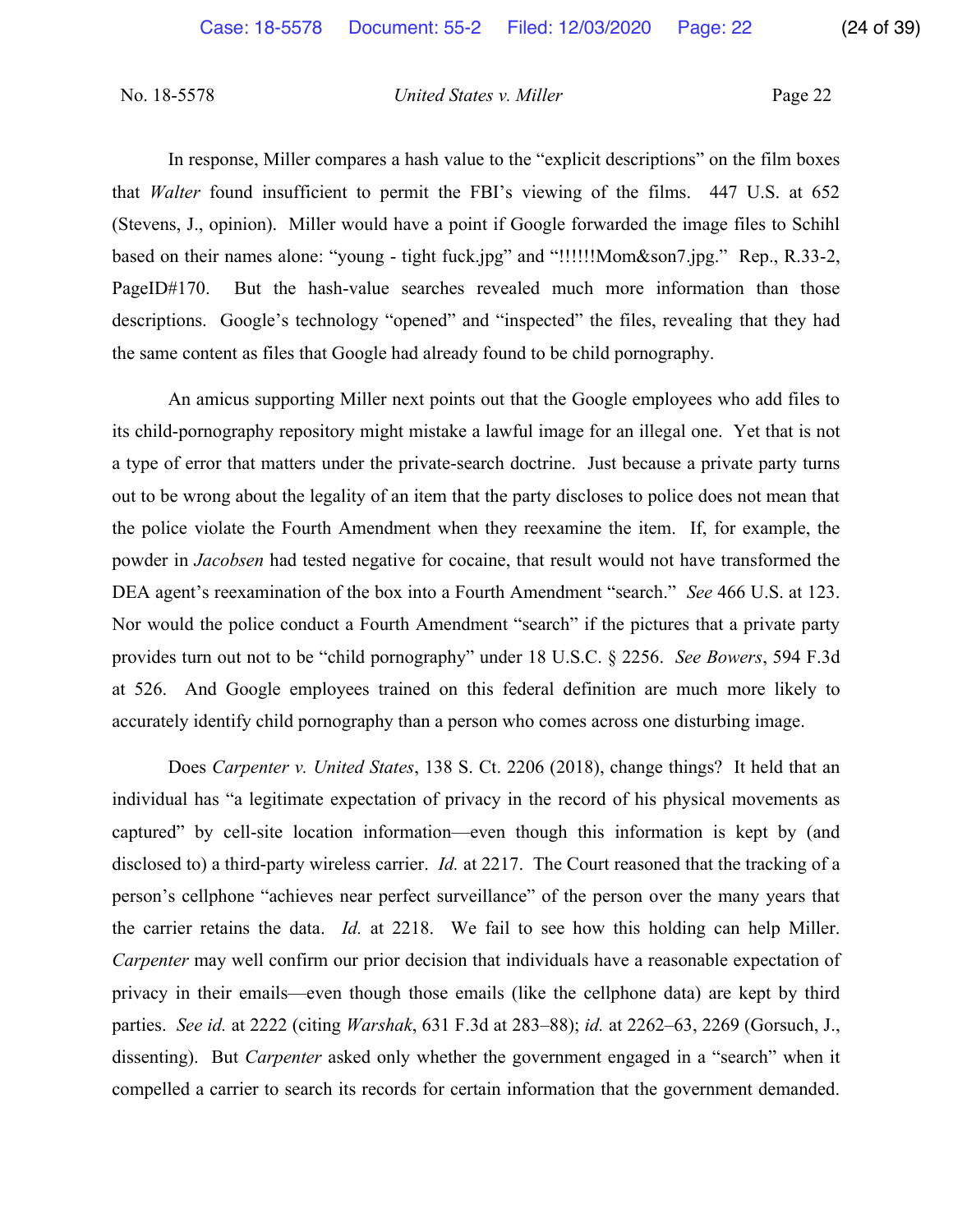In response, Miller compares a hash value to the "explicit descriptions" on the film boxes that *Walter* found insufficient to permit the FBI's viewing of the films. 447 U.S. at 652 (Stevens, J., opinion). Miller would have a point if Google forwarded the image files to Schihl based on their names alone: "young - tight fuck.jpg" and "!!!!!!Mom&son7.jpg." Rep., R.33-2, PageID#170. But the hash-value searches revealed much more information than those descriptions. Google's technology "opened" and "inspected" the files, revealing that they had the same content as files that Google had already found to be child pornography.

An amicus supporting Miller next points out that the Google employees who add files to its child-pornography repository might mistake a lawful image for an illegal one. Yet that is not a type of error that matters under the private-search doctrine. Just because a private party turns out to be wrong about the legality of an item that the party discloses to police does not mean that the police violate the Fourth Amendment when they reexamine the item. If, for example, the powder in *Jacobsen* had tested negative for cocaine, that result would not have transformed the DEA agent's reexamination of the box into a Fourth Amendment "search." *See* 466 U.S. at 123. Nor would the police conduct a Fourth Amendment "search" if the pictures that a private party provides turn out not to be "child pornography" under 18 U.S.C. § 2256. *See Bowers*, 594 F.3d at 526. And Google employees trained on this federal definition are much more likely to accurately identify child pornography than a person who comes across one disturbing image.

Does *Carpenter v. United States*, 138 S. Ct. 2206 (2018), change things? It held that an individual has "a legitimate expectation of privacy in the record of his physical movements as captured" by cell-site location information—even though this information is kept by (and disclosed to) a third-party wireless carrier. *Id.* at 2217. The Court reasoned that the tracking of a person's cellphone "achieves near perfect surveillance" of the person over the many years that the carrier retains the data. *Id.* at 2218. We fail to see how this holding can help Miller. *Carpenter* may well confirm our prior decision that individuals have a reasonable expectation of privacy in their emails—even though those emails (like the cellphone data) are kept by third parties. *See id.* at 2222 (citing *Warshak*, 631 F.3d at 283–88); *id.* at 2262–63, 2269 (Gorsuch, J., dissenting). But *Carpenter* asked only whether the government engaged in a "search" when it compelled a carrier to search its records for certain information that the government demanded.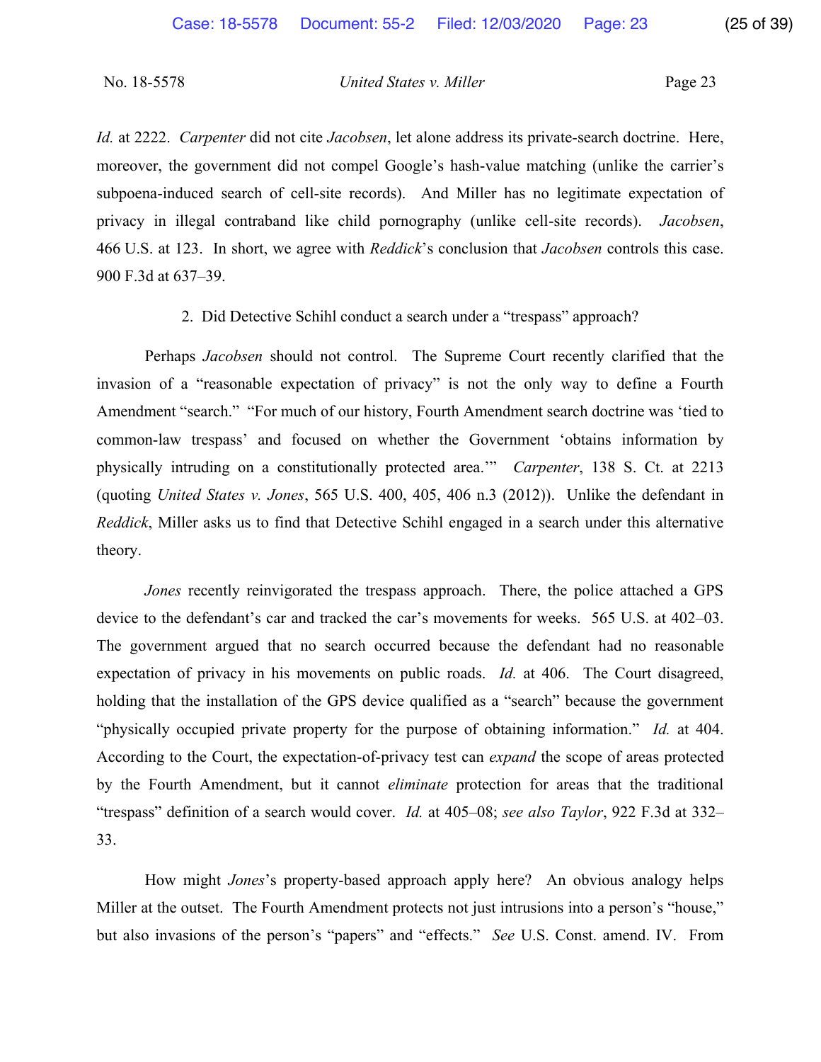*Id.* at 2222. *Carpenter* did not cite *Jacobsen*, let alone address its private-search doctrine. Here, moreover, the government did not compel Google's hash-value matching (unlike the carrier's subpoena-induced search of cell-site records). And Miller has no legitimate expectation of privacy in illegal contraband like child pornography (unlike cell-site records). *Jacobsen*, 466 U.S. at 123. In short, we agree with *Reddick*'s conclusion that *Jacobsen* controls this case. 900 F.3d at 637–39.

2. Did Detective Schihl conduct a search under a "trespass" approach?

Perhaps *Jacobsen* should not control. The Supreme Court recently clarified that the invasion of a "reasonable expectation of privacy" is not the only way to define a Fourth Amendment "search." "For much of our history, Fourth Amendment search doctrine was 'tied to common-law trespass' and focused on whether the Government 'obtains information by physically intruding on a constitutionally protected area.'" *Carpenter*, 138 S. Ct. at 2213 (quoting *United States v. Jones*, 565 U.S. 400, 405, 406 n.3 (2012)). Unlike the defendant in *Reddick*, Miller asks us to find that Detective Schihl engaged in a search under this alternative theory.

*Jones* recently reinvigorated the trespass approach. There, the police attached a GPS device to the defendant's car and tracked the car's movements for weeks. 565 U.S. at 402–03. The government argued that no search occurred because the defendant had no reasonable expectation of privacy in his movements on public roads. *Id.* at 406. The Court disagreed, holding that the installation of the GPS device qualified as a "search" because the government "physically occupied private property for the purpose of obtaining information." *Id.* at 404. According to the Court, the expectation-of-privacy test can *expand* the scope of areas protected by the Fourth Amendment, but it cannot *eliminate* protection for areas that the traditional "trespass" definition of a search would cover. *Id.* at 405–08; *see also Taylor*, 922 F.3d at 332–33.

How might *Jones*'s property-based approach apply here? An obvious analogy helps Miller at the outset. The Fourth Amendment protects not just intrusions into a person's "house," but also invasions of the person's "papers" and "effects." *See* U.S. Const. amend. IV. From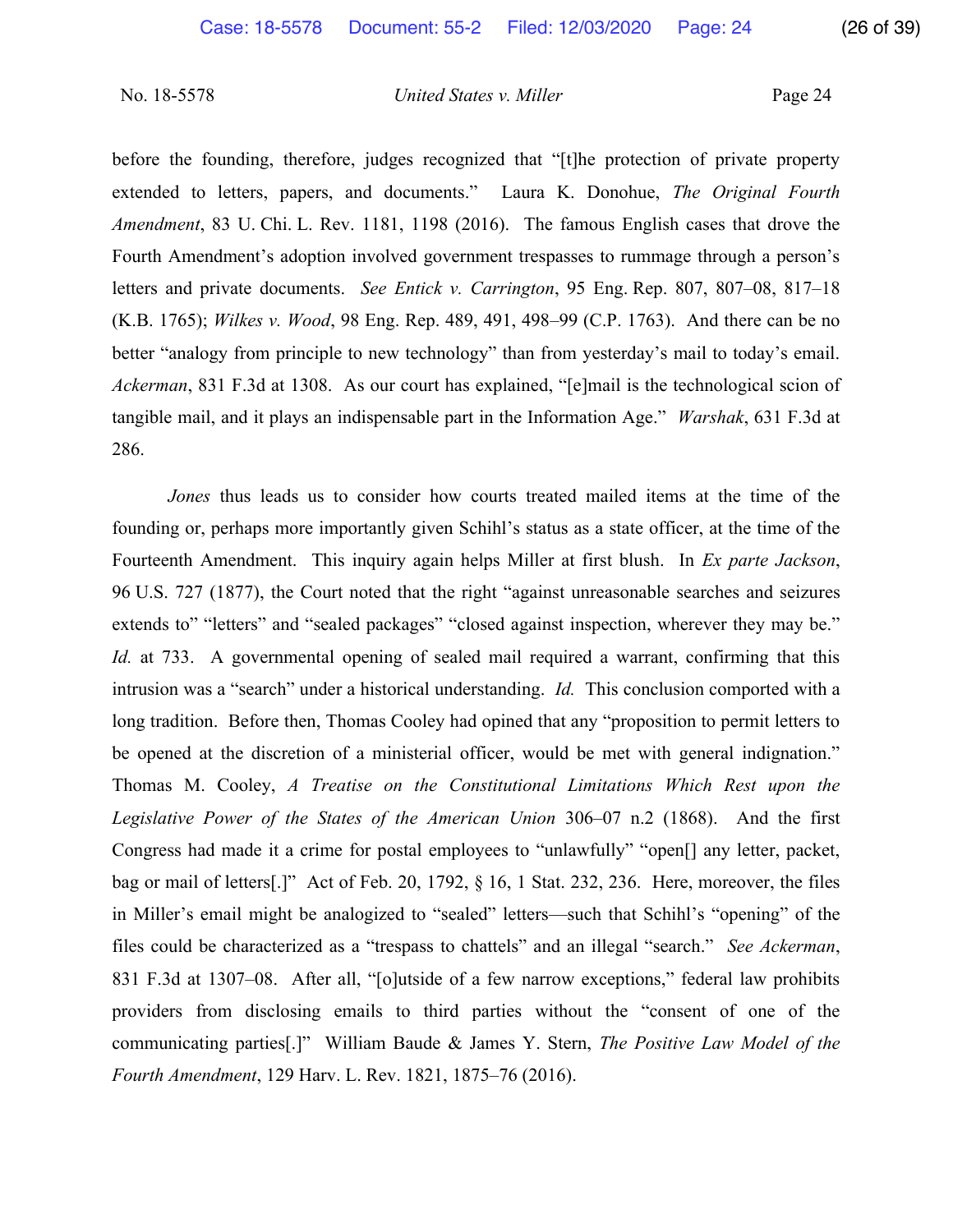before the founding, therefore, judges recognized that "[t]he protection of private property extended to letters, papers, and documents." Laura K. Donohue, *The Original Fourth Amendment*, 83 U. Chi. L. Rev. 1181, 1198 (2016). The famous English cases that drove the Fourth Amendment's adoption involved government trespasses to rummage through a person's letters and private documents. *See Entick v. Carrington*, 95 Eng. Rep. 807, 807–08, 817–18 (K.B. 1765); *Wilkes v. Wood*, 98 Eng. Rep. 489, 491, 498–99 (C.P. 1763). And there can be no better "analogy from principle to new technology" than from yesterday's mail to today's email. *Ackerman*, 831 F.3d at 1308. As our court has explained, "[e]mail is the technological scion of tangible mail, and it plays an indispensable part in the Information Age." *Warshak*, 631 F.3d at 286.

*Jones* thus leads us to consider how courts treated mailed items at the time of the founding or, perhaps more importantly given Schihl's status as a state officer, at the time of the Fourteenth Amendment. This inquiry again helps Miller at first blush. In *Ex parte Jackson*, 96 U.S. 727 (1877), the Court noted that the right "against unreasonable searches and seizures extends to" "letters" and "sealed packages" "closed against inspection, wherever they may be." *Id.* at 733. A governmental opening of sealed mail required a warrant, confirming that this intrusion was a "search" under a historical understanding. *Id.* This conclusion comported with a long tradition. Before then, Thomas Cooley had opined that any "proposition to permit letters to be opened at the discretion of a ministerial officer, would be met with general indignation." Thomas M. Cooley, *A Treatise on the Constitutional Limitations Which Rest upon the Legislative Power of the States of the American Union* 306–07 n.2 (1868). And the first Congress had made it a crime for postal employees to "unlawfully" "open[] any letter, packet, bag or mail of letters[.]" Act of Feb. 20, 1792, § 16, 1 Stat. 232, 236. Here, moreover, the files in Miller's email might be analogized to "sealed" letters—such that Schihl's "opening" of the files could be characterized as a "trespass to chattels" and an illegal "search." *See Ackerman*, 831 F.3d at 1307–08. After all, "[o]utside of a few narrow exceptions," federal law prohibits providers from disclosing emails to third parties without the "consent of one of the communicating parties[.]" William Baude & James Y. Stern, *The Positive Law Model of the Fourth Amendment*, 129 Harv. L. Rev. 1821, 1875–76 (2016).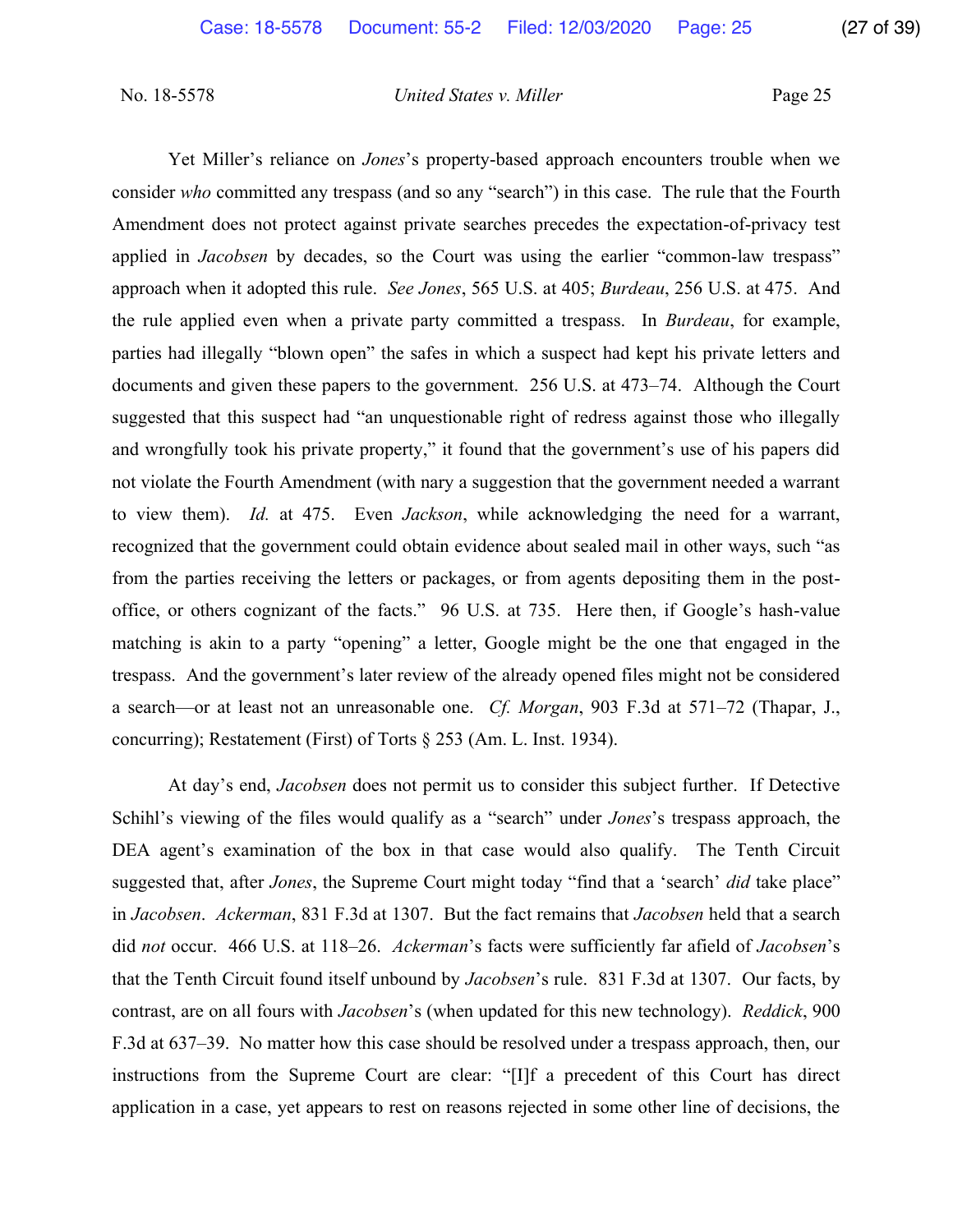Yet Miller's reliance on *Jones*'s property-based approach encounters trouble when we consider *who* committed any trespass (and so any "search") in this case. The rule that the Fourth Amendment does not protect against private searches precedes the expectation-of-privacy test applied in *Jacobsen* by decades, so the Court was using the earlier "common-law trespass" approach when it adopted this rule. *See Jones*, 565 U.S. at 405; *Burdeau*, 256 U.S. at 475. And the rule applied even when a private party committed a trespass. In *Burdeau*, for example, parties had illegally "blown open" the safes in which a suspect had kept his private letters and documents and given these papers to the government. 256 U.S. at 473–74. Although the Court suggested that this suspect had "an unquestionable right of redress against those who illegally and wrongfully took his private property," it found that the government's use of his papers did not violate the Fourth Amendment (with nary a suggestion that the government needed a warrant to view them). *Id.* at 475. Even *Jackson*, while acknowledging the need for a warrant, recognized that the government could obtain evidence about sealed mail in other ways, such "as from the parties receiving the letters or packages, or from agents depositing them in the post-office, or others cognizant of the facts." 96 U.S. at 735. Here then, if Google's hash-value matching is akin to a party "opening" a letter, Google might be the one that engaged in the trespass. And the government's later review of the already opened files might not be considered a search—or at least not an unreasonable one. *Cf. Morgan*, 903 F.3d at 571–72 (Thapar, J., concurring); Restatement (First) of Torts § 253 (Am. L. Inst. 1934).

At day's end, *Jacobsen* does not permit us to consider this subject further. If Detective Schihl's viewing of the files would qualify as a "search" under *Jones*'s trespass approach, the DEA agent's examination of the box in that case would also qualify. The Tenth Circuit suggested that, after *Jones*, the Supreme Court might today "find that a 'search' *did* take place" in *Jacobsen*. *Ackerman*, 831 F.3d at 1307. But the fact remains that *Jacobsen* held that a search did *not* occur. 466 U.S. at 118–26. *Ackerman*'s facts were sufficiently far afield of *Jacobsen*'s that the Tenth Circuit found itself unbound by *Jacobsen*'s rule. 831 F.3d at 1307. Our facts, by contrast, are on all fours with *Jacobsen*'s (when updated for this new technology). *Reddick*, 900 F.3d at 637–39. No matter how this case should be resolved under a trespass approach, then, our instructions from the Supreme Court are clear: "[I]f a precedent of this Court has direct application in a case, yet appears to rest on reasons rejected in some other line of decisions, the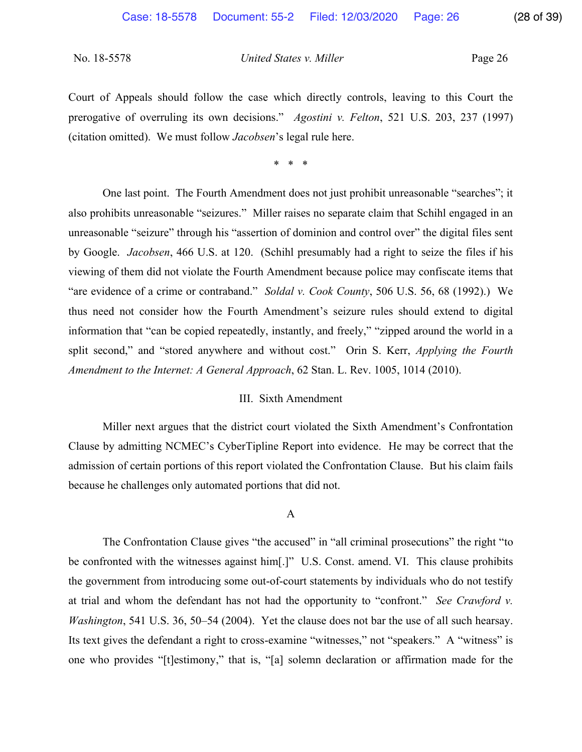Court of Appeals should follow the case which directly controls, leaving to this Court the prerogative of overruling its own decisions." *Agostini v. Felton*, 521 U.S. 203, 237 (1997) (citation omitted). We must follow *Jacobsen*'s legal rule here.

\* \* \*

One last point. The Fourth Amendment does not just prohibit unreasonable "searches"; it also prohibits unreasonable "seizures." Miller raises no separate claim that Schihl engaged in an unreasonable "seizure" through his "assertion of dominion and control over" the digital files sent by Google. *Jacobsen*, 466 U.S. at 120. (Schihl presumably had a right to seize the files if his viewing of them did not violate the Fourth Amendment because police may confiscate items that "are evidence of a crime or contraband." *Soldal v. Cook County*, 506 U.S. 56, 68 (1992).) We thus need not consider how the Fourth Amendment's seizure rules should extend to digital information that "can be copied repeatedly, instantly, and freely," "zipped around the world in a split second," and "stored anywhere and without cost." Orin S. Kerr, *Applying the Fourth Amendment to the Internet: A General Approach*, 62 Stan. L. Rev. 1005, 1014 (2010).

## III. Sixth Amendment

Miller next argues that the district court violated the Sixth Amendment's Confrontation Clause by admitting NCMEC's CyberTipline Report into evidence. He may be correct that the admission of certain portions of this report violated the Confrontation Clause. But his claim fails because he challenges only automated portions that did not.

### A

The Confrontation Clause gives "the accused" in "all criminal prosecutions" the right "to be confronted with the witnesses against him[.]" U.S. Const. amend. VI. This clause prohibits the government from introducing some out-of-court statements by individuals who do not testify at trial and whom the defendant has not had the opportunity to "confront." *See Crawford v. Washington*, 541 U.S. 36, 50–54 (2004). Yet the clause does not bar the use of all such hearsay. Its text gives the defendant a right to cross-examine "witnesses," not "speakers." A "witness" is one who provides "[t]estimony," that is, "[a] solemn declaration or affirmation made for the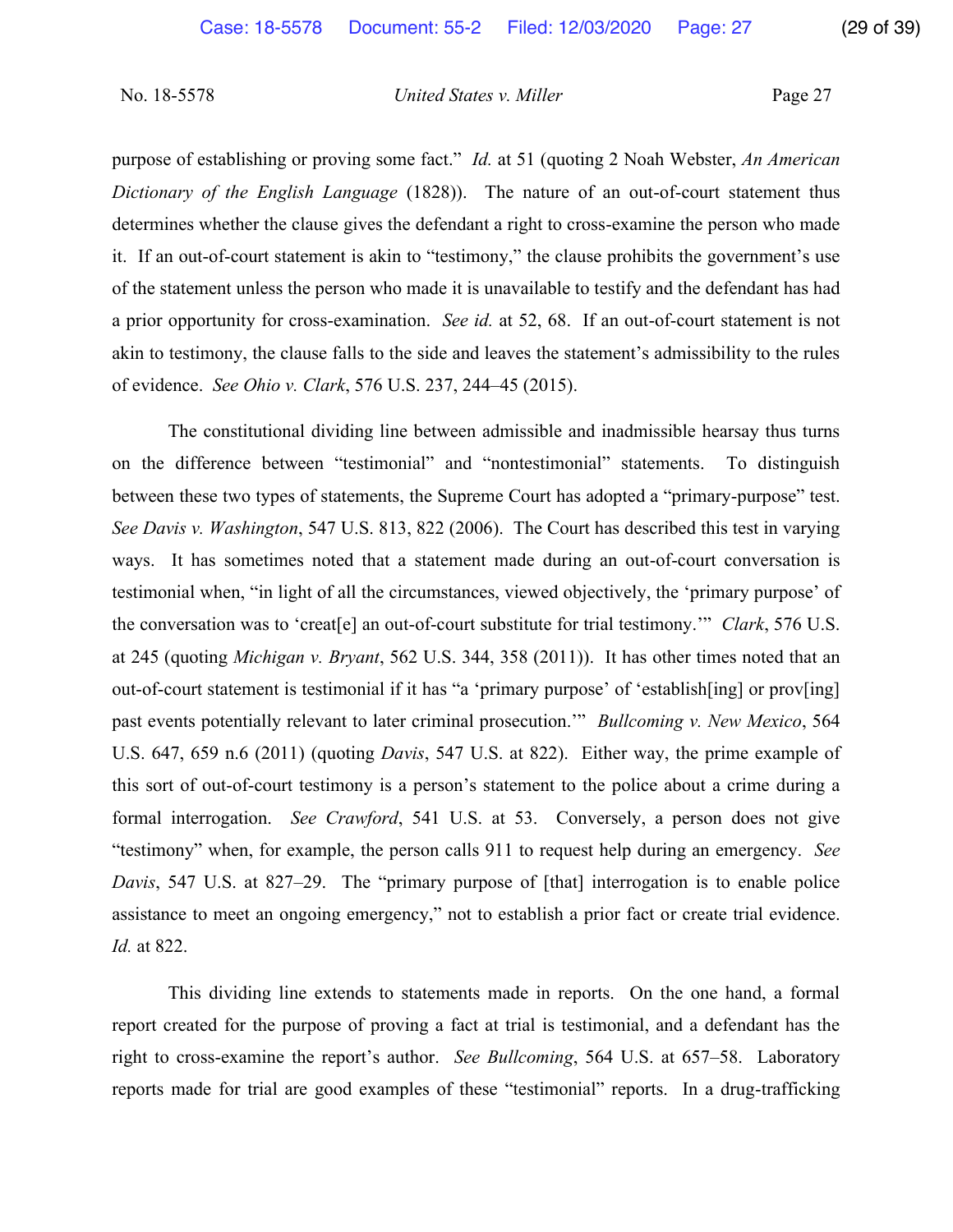purpose of establishing or proving some fact." *Id.* at 51 (quoting 2 Noah Webster, *An American Dictionary of the English Language* (1828)). The nature of an out-of-court statement thus determines whether the clause gives the defendant a right to cross-examine the person who made it. If an out-of-court statement is akin to "testimony," the clause prohibits the government's use of the statement unless the person who made it is unavailable to testify and the defendant has had a prior opportunity for cross-examination. *See id.* at 52, 68. If an out-of-court statement is not akin to testimony, the clause falls to the side and leaves the statement's admissibility to the rules of evidence. *See Ohio v. Clark*, 576 U.S. 237, 244–45 (2015).

The constitutional dividing line between admissible and inadmissible hearsay thus turns on the difference between "testimonial" and "nontestimonial" statements. To distinguish between these two types of statements, the Supreme Court has adopted a "primary-purpose" test. *See Davis v. Washington*, 547 U.S. 813, 822 (2006). The Court has described this test in varying ways. It has sometimes noted that a statement made during an out-of-court conversation is testimonial when, "in light of all the circumstances, viewed objectively, the 'primary purpose' of the conversation was to 'creat[e] an out-of-court substitute for trial testimony.'" *Clark*, 576 U.S. at 245 (quoting *Michigan v. Bryant*, 562 U.S. 344, 358 (2011)). It has other times noted that an out-of-court statement is testimonial if it has "a 'primary purpose' of 'establish[ing] or prov[ing] past events potentially relevant to later criminal prosecution.'" *Bullcoming v. New Mexico*, 564 U.S. 647, 659 n.6 (2011) (quoting *Davis*, 547 U.S. at 822). Either way, the prime example of this sort of out-of-court testimony is a person's statement to the police about a crime during a formal interrogation. *See Crawford*, 541 U.S. at 53. Conversely, a person does not give "testimony" when, for example, the person calls 911 to request help during an emergency. *See Davis*, 547 U.S. at 827–29. The "primary purpose of [that] interrogation is to enable police assistance to meet an ongoing emergency," not to establish a prior fact or create trial evidence. *Id.* at 822.

This dividing line extends to statements made in reports. On the one hand, a formal report created for the purpose of proving a fact at trial is testimonial, and a defendant has the right to cross-examine the report's author. *See Bullcoming*, 564 U.S. at 657–58. Laboratory reports made for trial are good examples of these "testimonial" reports. In a drug-trafficking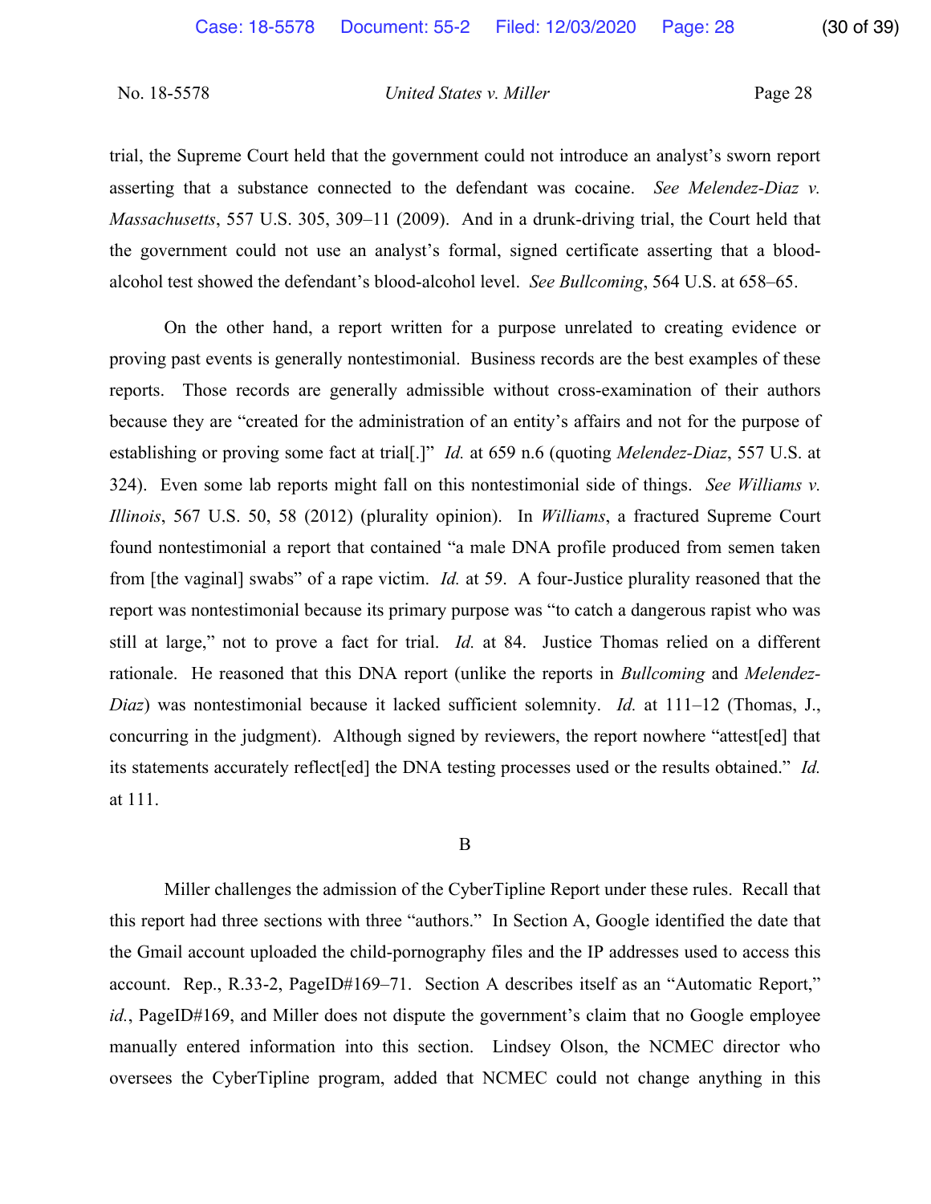trial, the Supreme Court held that the government could not introduce an analyst's sworn report asserting that a substance connected to the defendant was cocaine. *See Melendez-Diaz v. Massachusetts*, 557 U.S. 305, 309–11 (2009). And in a drunk-driving trial, the Court held that the government could not use an analyst's formal, signed certificate asserting that a blood-alcohol test showed the defendant's blood-alcohol level. *See Bullcoming*, 564 U.S. at 658–65.

On the other hand, a report written for a purpose unrelated to creating evidence or proving past events is generally nontestimonial. Business records are the best examples of these reports. Those records are generally admissible without cross-examination of their authors because they are "created for the administration of an entity's affairs and not for the purpose of establishing or proving some fact at trial[.]" *Id.* at 659 n.6 (quoting *Melendez-Diaz*, 557 U.S. at 324). Even some lab reports might fall on this nontestimonial side of things. *See Williams v. Illinois*, 567 U.S. 50, 58 (2012) (plurality opinion). In *Williams*, a fractured Supreme Court found nontestimonial a report that contained "a male DNA profile produced from semen taken from [the vaginal] swabs" of a rape victim. *Id.* at 59. A four-Justice plurality reasoned that the report was nontestimonial because its primary purpose was "to catch a dangerous rapist who was still at large," not to prove a fact for trial. *Id.* at 84. Justice Thomas relied on a different rationale. He reasoned that this DNA report (unlike the reports in *Bullcoming* and *Melendez-Diaz*) was nontestimonial because it lacked sufficient solemnity. *Id.* at 111–12 (Thomas, J., concurring in the judgment). Although signed by reviewers, the report nowhere "attest[ed] that its statements accurately reflect[ed] the DNA testing processes used or the results obtained." *Id.* at 111.

### B

Miller challenges the admission of the CyberTipline Report under these rules. Recall that this report had three sections with three "authors." In Section A, Google identified the date that the Gmail account uploaded the child-pornography files and the IP addresses used to access this account. Rep., R.33-2, PageID#169–71. Section A describes itself as an "Automatic Report," *id.*, PageID#169, and Miller does not dispute the government's claim that no Google employee manually entered information into this section. Lindsey Olson, the NCMEC director who oversees the CyberTipline program, added that NCMEC could not change anything in this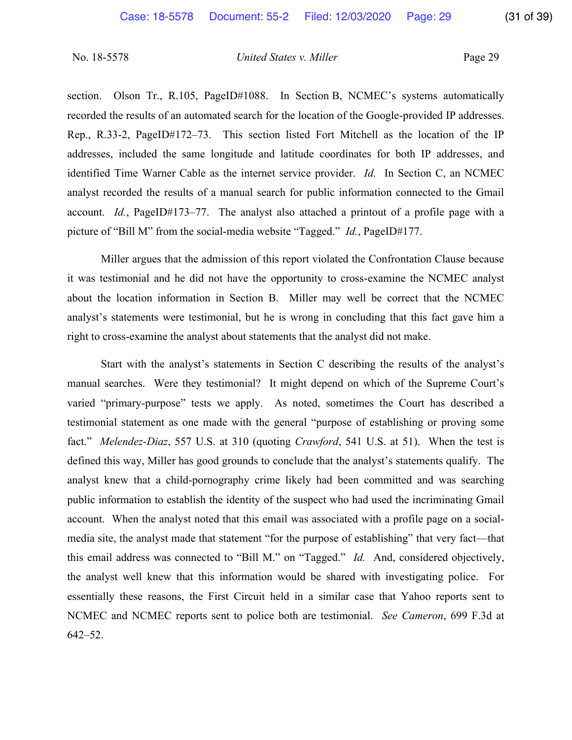section. Olson Tr., R.105, PageID#1088. In Section B, NCMEC's systems automatically recorded the results of an automated search for the location of the Google-provided IP addresses. Rep., R.33-2, PageID#172–73. This section listed Fort Mitchell as the location of the IP addresses, included the same longitude and latitude coordinates for both IP addresses, and identified Time Warner Cable as the internet service provider. *Id.* In Section C, an NCMEC analyst recorded the results of a manual search for public information connected to the Gmail account. *Id.*, PageID#173–77. The analyst also attached a printout of a profile page with a picture of "Bill M" from the social-media website "Tagged." *Id.*, PageID#177.

Miller argues that the admission of this report violated the Confrontation Clause because it was testimonial and he did not have the opportunity to cross-examine the NCMEC analyst about the location information in Section B. Miller may well be correct that the NCMEC analyst's statements were testimonial, but he is wrong in concluding that this fact gave him a right to cross-examine the analyst about statements that the analyst did not make.

Start with the analyst's statements in Section C describing the results of the analyst's manual searches. Were they testimonial? It might depend on which of the Supreme Court's varied "primary-purpose" tests we apply. As noted, sometimes the Court has described a testimonial statement as one made with the general "purpose of establishing or proving some fact." *Melendez-Diaz*, 557 U.S. at 310 (quoting *Crawford*, 541 U.S. at 51). When the test is defined this way, Miller has good grounds to conclude that the analyst's statements qualify. The analyst knew that a child-pornography crime likely had been committed and was searching public information to establish the identity of the suspect who had used the incriminating Gmail account. When the analyst noted that this email was associated with a profile page on a social-media site, the analyst made that statement "for the purpose of establishing" that very fact—that this email address was connected to "Bill M." on "Tagged." *Id.* And, considered objectively, the analyst well knew that this information would be shared with investigating police. For essentially these reasons, the First Circuit held in a similar case that Yahoo reports sent to NCMEC and NCMEC reports sent to police both are testimonial. *See Cameron*, 699 F.3d at 642–52.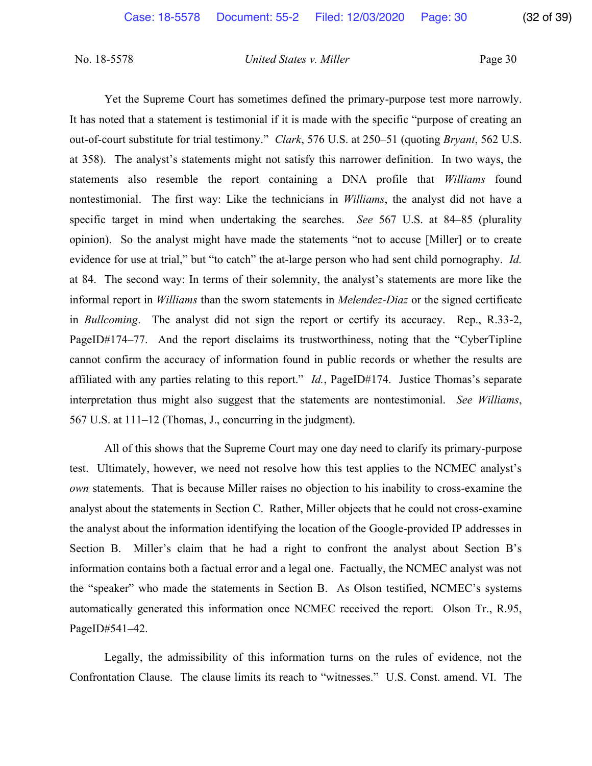Yet the Supreme Court has sometimes defined the primary-purpose test more narrowly. It has noted that a statement is testimonial if it is made with the specific "purpose of creating an out-of-court substitute for trial testimony." *Clark*, 576 U.S. at 250–51 (quoting *Bryant*, 562 U.S. at 358). The analyst's statements might not satisfy this narrower definition. In two ways, the statements also resemble the report containing a DNA profile that *Williams* found nontestimonial. The first way: Like the technicians in *Williams*, the analyst did not have a specific target in mind when undertaking the searches. *See* 567 U.S. at 84–85 (plurality opinion). So the analyst might have made the statements "not to accuse [Miller] or to create evidence for use at trial," but "to catch" the at-large person who had sent child pornography. *Id.* at 84. The second way: In terms of their solemnity, the analyst's statements are more like the informal report in *Williams* than the sworn statements in *Melendez-Diaz* or the signed certificate in *Bullcoming*. The analyst did not sign the report or certify its accuracy. Rep., R.33-2, PageID#174–77. And the report disclaims its trustworthiness, noting that the "CyberTipline cannot confirm the accuracy of information found in public records or whether the results are affiliated with any parties relating to this report." *Id.*, PageID#174. Justice Thomas's separate interpretation thus might also suggest that the statements are nontestimonial. *See Williams*, 567 U.S. at 111–12 (Thomas, J., concurring in the judgment).

All of this shows that the Supreme Court may one day need to clarify its primary-purpose test. Ultimately, however, we need not resolve how this test applies to the NCMEC analyst's *own* statements. That is because Miller raises no objection to his inability to cross-examine the analyst about the statements in Section C. Rather, Miller objects that he could not cross-examine the analyst about the information identifying the location of the Google-provided IP addresses in Section B. Miller's claim that he had a right to confront the analyst about Section B's information contains both a factual error and a legal one. Factually, the NCMEC analyst was not the "speaker" who made the statements in Section B. As Olson testified, NCMEC's systems automatically generated this information once NCMEC received the report. Olson Tr., R.95, PageID#541–42.

Legally, the admissibility of this information turns on the rules of evidence, not the Confrontation Clause. The clause limits its reach to "witnesses." U.S. Const. amend. VI. The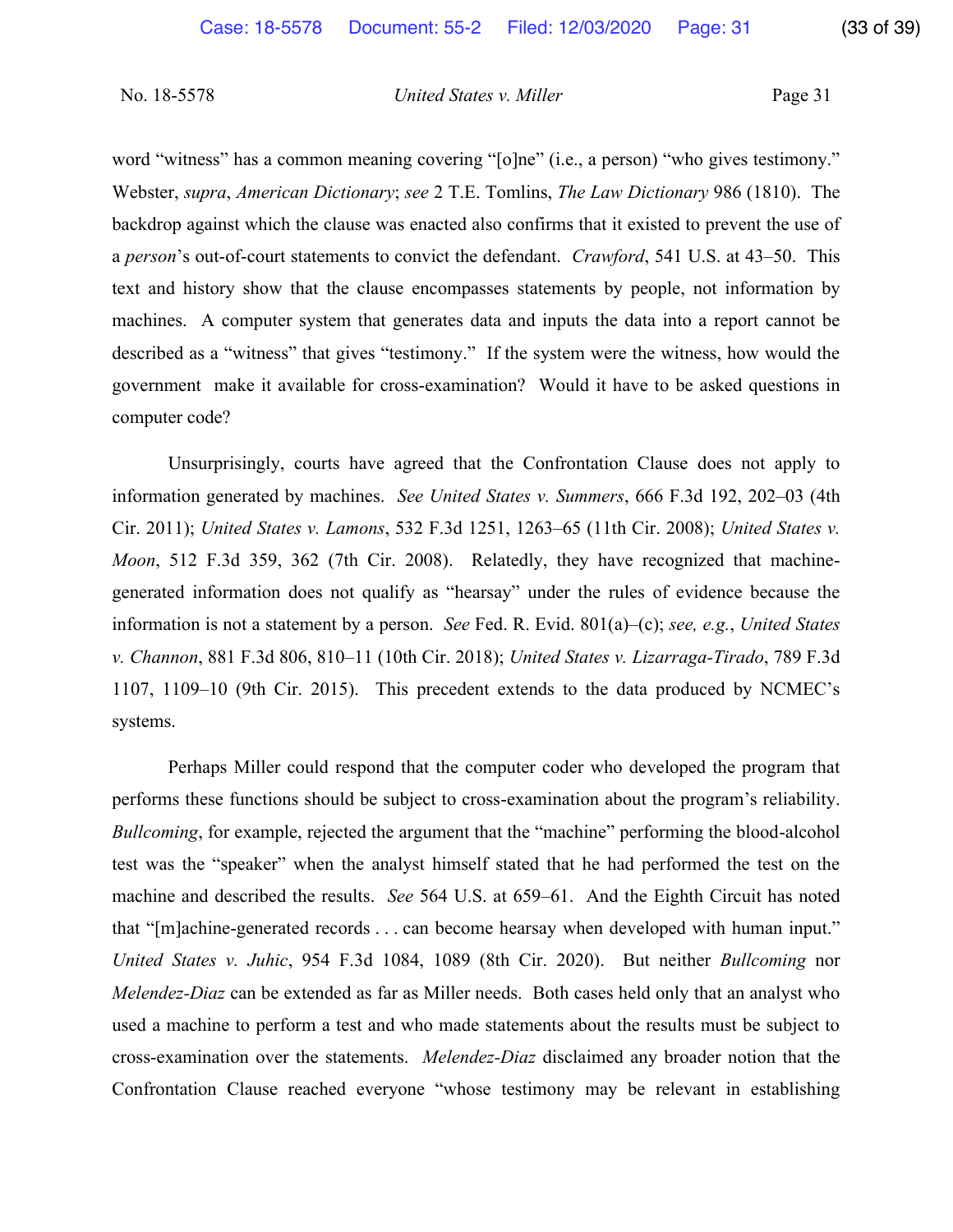word "witness" has a common meaning covering "[o]ne" (i.e., a person) "who gives testimony." Webster, *supra*, *American Dictionary*; *see* 2 T.E. Tomlins, *The Law Dictionary* 986 (1810). The backdrop against which the clause was enacted also confirms that it existed to prevent the use of a *person*'s out-of-court statements to convict the defendant. *Crawford*, 541 U.S. at 43–50. This text and history show that the clause encompasses statements by people, not information by machines. A computer system that generates data and inputs the data into a report cannot be described as a "witness" that gives "testimony." If the system were the witness, how would the government make it available for cross-examination? Would it have to be asked questions in computer code?

Unsurprisingly, courts have agreed that the Confrontation Clause does not apply to information generated by machines. *See United States v. Summers*, 666 F.3d 192, 202–03 (4th Cir. 2011); *United States v. Lamons*, 532 F.3d 1251, 1263–65 (11th Cir. 2008); *United States v. Moon*, 512 F.3d 359, 362 (7th Cir. 2008). Relatedly, they have recognized that machine-generated information does not qualify as "hearsay" under the rules of evidence because the information is not a statement by a person. *See* Fed. R. Evid. 801(a)–(c); *see, e.g.*, *United States v. Channon*, 881 F.3d 806, 810–11 (10th Cir. 2018); *United States v. Lizarraga-Tirado*, 789 F.3d 1107, 1109–10 (9th Cir. 2015). This precedent extends to the data produced by NCMEC's systems.

Perhaps Miller could respond that the computer coder who developed the program that performs these functions should be subject to cross-examination about the program's reliability. *Bullcoming*, for example, rejected the argument that the "machine" performing the blood-alcohol test was the "speaker" when the analyst himself stated that he had performed the test on the machine and described the results. *See* 564 U.S. at 659–61. And the Eighth Circuit has noted that "[m]achine-generated records . . . can become hearsay when developed with human input." *United States v. Juhic*, 954 F.3d 1084, 1089 (8th Cir. 2020). But neither *Bullcoming* nor *Melendez-Diaz* can be extended as far as Miller needs. Both cases held only that an analyst who used a machine to perform a test and who made statements about the results must be subject to cross-examination over the statements. *Melendez-Diaz* disclaimed any broader notion that the Confrontation Clause reached everyone "whose testimony may be relevant in establishing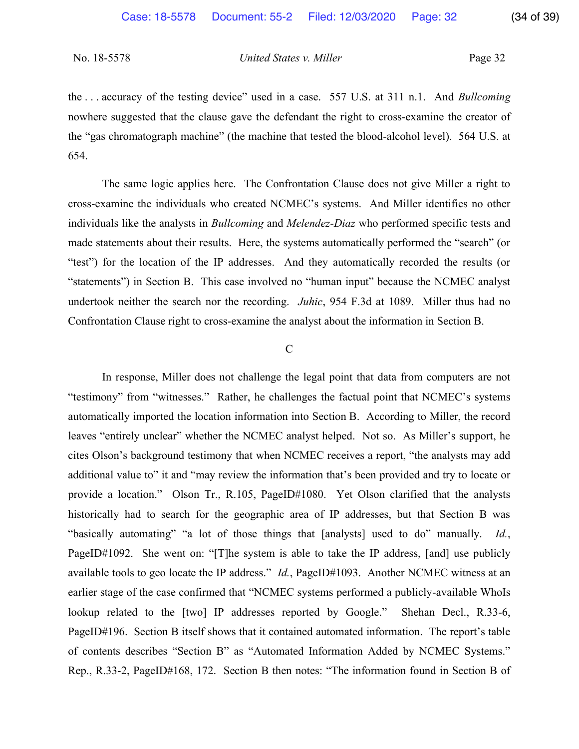the . . . accuracy of the testing device" used in a case. 557 U.S. at 311 n.1. And *Bullcoming* nowhere suggested that the clause gave the defendant the right to cross-examine the creator of the "gas chromatograph machine" (the machine that tested the blood-alcohol level). 564 U.S. at 654.

The same logic applies here. The Confrontation Clause does not give Miller a right to cross-examine the individuals who created NCMEC's systems. And Miller identifies no other individuals like the analysts in *Bullcoming* and *Melendez-Diaz* who performed specific tests and made statements about their results. Here, the systems automatically performed the "search" (or "test") for the location of the IP addresses. And they automatically recorded the results (or "statements") in Section B. This case involved no "human input" because the NCMEC analyst undertook neither the search nor the recording. *Juhic*, 954 F.3d at 1089. Miller thus had no Confrontation Clause right to cross-examine the analyst about the information in Section B.

C

In response, Miller does not challenge the legal point that data from computers are not "testimony" from "witnesses." Rather, he challenges the factual point that NCMEC's systems automatically imported the location information into Section B. According to Miller, the record leaves "entirely unclear" whether the NCMEC analyst helped. Not so. As Miller's support, he cites Olson's background testimony that when NCMEC receives a report, "the analysts may add additional value to" it and "may review the information that's been provided and try to locate or provide a location." Olson Tr., R.105, PageID#1080. Yet Olson clarified that the analysts historically had to search for the geographic area of IP addresses, but that Section B was "basically automating" "a lot of those things that [analysts] used to do" manually. *Id.*, PageID#1092. She went on: "[T]he system is able to take the IP address, [and] use publicly available tools to geo locate the IP address." *Id.*, PageID#1093. Another NCMEC witness at an earlier stage of the case confirmed that "NCMEC systems performed a publicly-available WhoIs lookup related to the [two] IP addresses reported by Google." Shehan Decl., R.33-6, PageID#196. Section B itself shows that it contained automated information. The report's table of contents describes "Section B" as "Automated Information Added by NCMEC Systems." Rep., R.33-2, PageID#168, 172. Section B then notes: "The information found in Section B of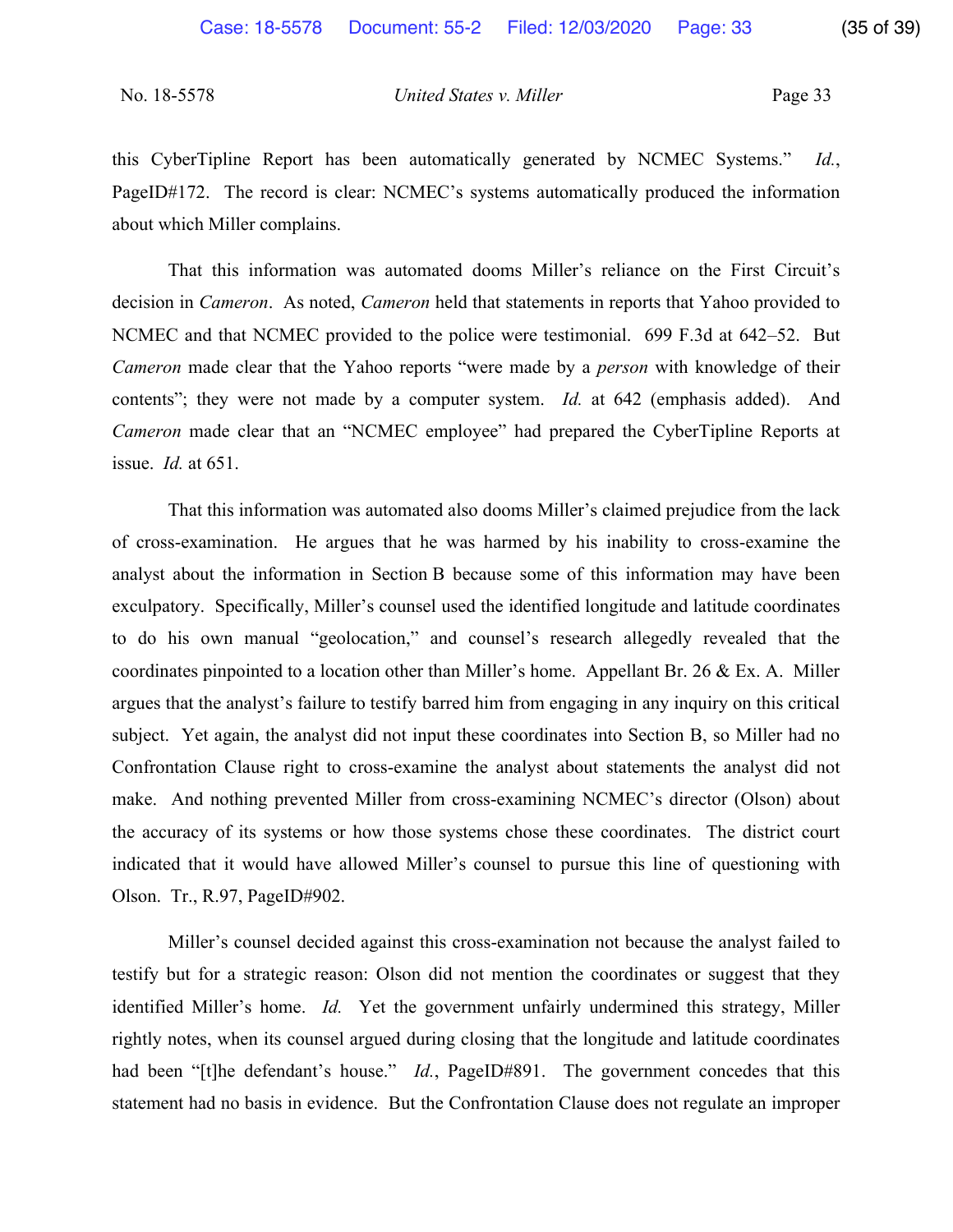this CyberTipline Report has been automatically generated by NCMEC Systems." *Id.*, PageID#172. The record is clear: NCMEC's systems automatically produced the information about which Miller complains.

That this information was automated dooms Miller's reliance on the First Circuit's decision in *Cameron*. As noted, *Cameron* held that statements in reports that Yahoo provided to NCMEC and that NCMEC provided to the police were testimonial. 699 F.3d at 642–52. But *Cameron* made clear that the Yahoo reports "were made by a *person* with knowledge of their contents"; they were not made by a computer system. *Id.* at 642 (emphasis added). And *Cameron* made clear that an "NCMEC employee" had prepared the CyberTipline Reports at issue. *Id.* at 651.

That this information was automated also dooms Miller's claimed prejudice from the lack of cross-examination. He argues that he was harmed by his inability to cross-examine the analyst about the information in Section B because some of this information may have been exculpatory. Specifically, Miller's counsel used the identified longitude and latitude coordinates to do his own manual "geolocation," and counsel's research allegedly revealed that the coordinates pinpointed to a location other than Miller's home. Appellant Br. 26 & Ex. A. Miller argues that the analyst's failure to testify barred him from engaging in any inquiry on this critical subject. Yet again, the analyst did not input these coordinates into Section B, so Miller had no Confrontation Clause right to cross-examine the analyst about statements the analyst did not make. And nothing prevented Miller from cross-examining NCMEC's director (Olson) about the accuracy of its systems or how those systems chose these coordinates. The district court indicated that it would have allowed Miller's counsel to pursue this line of questioning with Olson. Tr., R.97, PageID#902.

Miller's counsel decided against this cross-examination not because the analyst failed to testify but for a strategic reason: Olson did not mention the coordinates or suggest that they identified Miller's home. *Id.* Yet the government unfairly undermined this strategy, Miller rightly notes, when its counsel argued during closing that the longitude and latitude coordinates had been "[t]he defendant's house." *Id.*, PageID#891. The government concedes that this statement had no basis in evidence. But the Confrontation Clause does not regulate an improper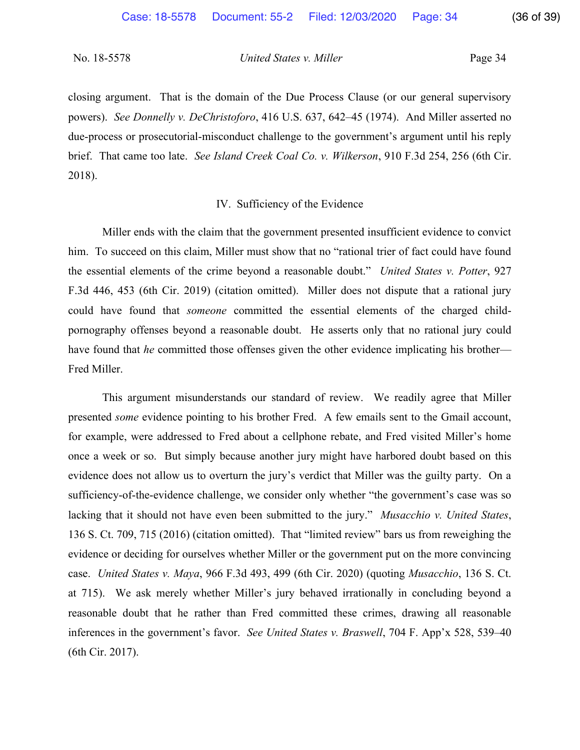closing argument. That is the domain of the Due Process Clause (or our general supervisory powers). *See Donnelly v. DeChristoforo*, 416 U.S. 637, 642–45 (1974). And Miller asserted no due-process or prosecutorial-misconduct challenge to the government's argument until his reply brief. That came too late. *See Island Creek Coal Co. v. Wilkerson*, 910 F.3d 254, 256 (6th Cir. 2018).

## IV. Sufficiency of the Evidence

Miller ends with the claim that the government presented insufficient evidence to convict him. To succeed on this claim, Miller must show that no "rational trier of fact could have found the essential elements of the crime beyond a reasonable doubt." *United States v. Potter*, 927 F.3d 446, 453 (6th Cir. 2019) (citation omitted). Miller does not dispute that a rational jury could have found that *someone* committed the essential elements of the charged child-pornography offenses beyond a reasonable doubt. He asserts only that no rational jury could have found that *he* committed those offenses given the other evidence implicating his brother—Fred Miller.

This argument misunderstands our standard of review. We readily agree that Miller presented *some* evidence pointing to his brother Fred. A few emails sent to the Gmail account, for example, were addressed to Fred about a cellphone rebate, and Fred visited Miller's home once a week or so. But simply because another jury might have harbored doubt based on this evidence does not allow us to overturn the jury's verdict that Miller was the guilty party. On a sufficiency-of-the-evidence challenge, we consider only whether "the government's case was so lacking that it should not have even been submitted to the jury." *Musacchio v. United States*, 136 S. Ct. 709, 715 (2016) (citation omitted). That "limited review" bars us from reweighing the evidence or deciding for ourselves whether Miller or the government put on the more convincing case. *United States v. Maya*, 966 F.3d 493, 499 (6th Cir. 2020) (quoting *Musacchio*, 136 S. Ct. at 715). We ask merely whether Miller's jury behaved irrationally in concluding beyond a reasonable doubt that he rather than Fred committed these crimes, drawing all reasonable inferences in the government's favor. *See United States v. Braswell*, 704 F. App'x 528, 539–40 (6th Cir. 2017).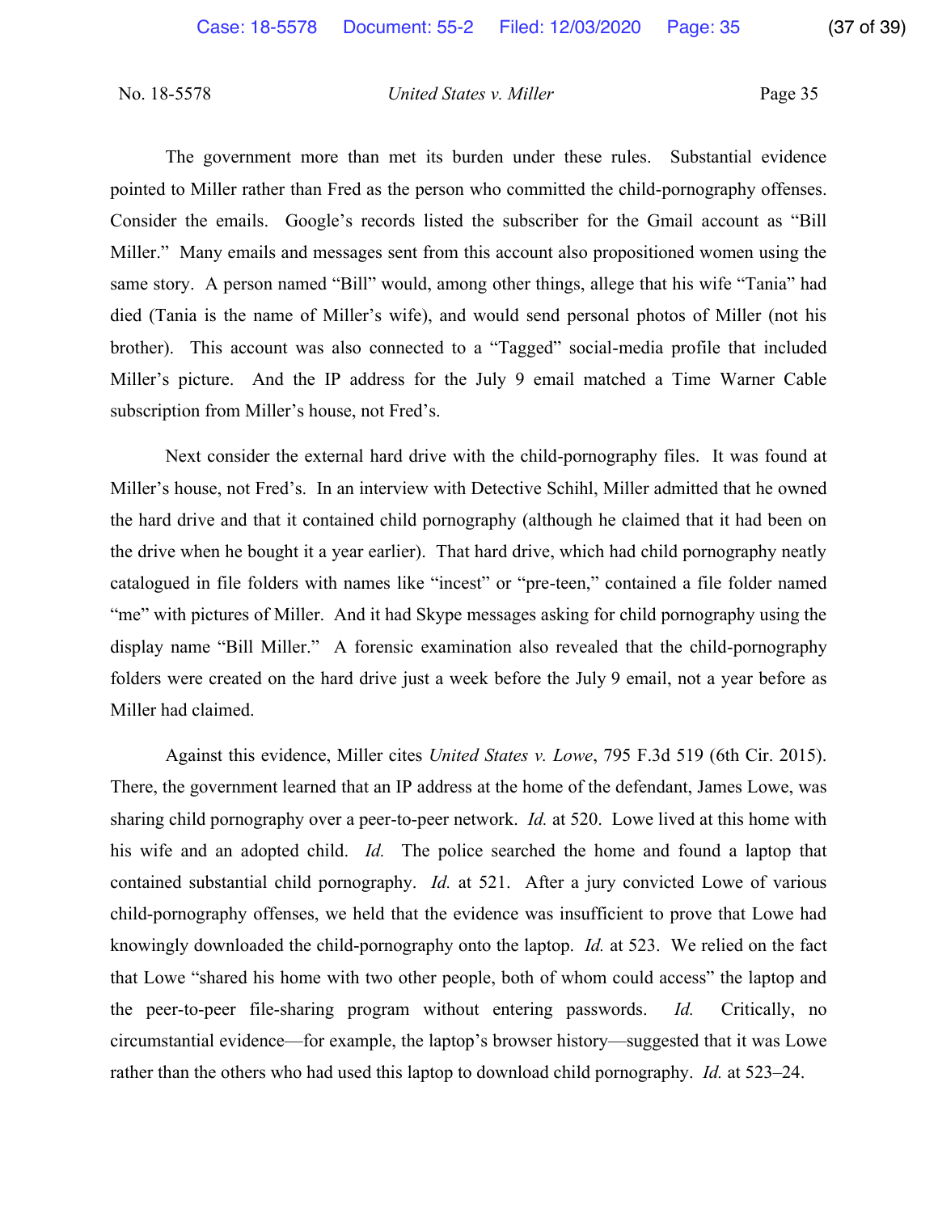The government more than met its burden under these rules. Substantial evidence pointed to Miller rather than Fred as the person who committed the child-pornography offenses. Consider the emails. Google's records listed the subscriber for the Gmail account as "Bill Miller." Many emails and messages sent from this account also propositioned women using the same story. A person named "Bill" would, among other things, allege that his wife "Tania" had died (Tania is the name of Miller's wife), and would send personal photos of Miller (not his brother). This account was also connected to a "Tagged" social-media profile that included Miller's picture. And the IP address for the July 9 email matched a Time Warner Cable subscription from Miller's house, not Fred's.

Next consider the external hard drive with the child-pornography files. It was found at Miller's house, not Fred's. In an interview with Detective Schihl, Miller admitted that he owned the hard drive and that it contained child pornography (although he claimed that it had been on the drive when he bought it a year earlier). That hard drive, which had child pornography neatly catalogued in file folders with names like "incest" or "pre-teen," contained a file folder named "me" with pictures of Miller. And it had Skype messages asking for child pornography using the display name "Bill Miller." A forensic examination also revealed that the child-pornography folders were created on the hard drive just a week before the July 9 email, not a year before as Miller had claimed.

Against this evidence, Miller cites *United States v. Lowe*, 795 F.3d 519 (6th Cir. 2015). There, the government learned that an IP address at the home of the defendant, James Lowe, was sharing child pornography over a peer-to-peer network. *Id.* at 520. Lowe lived at this home with his wife and an adopted child. *Id.* The police searched the home and found a laptop that contained substantial child pornography. *Id.* at 521. After a jury convicted Lowe of various child-pornography offenses, we held that the evidence was insufficient to prove that Lowe had knowingly downloaded the child-pornography onto the laptop. *Id.* at 523. We relied on the fact that Lowe "shared his home with two other people, both of whom could access" the laptop and the peer-to-peer file-sharing program without entering passwords. *Id.* Critically, no circumstantial evidence—for example, the laptop's browser history—suggested that it was Lowe rather than the others who had used this laptop to download child pornography. *Id.* at 523–24.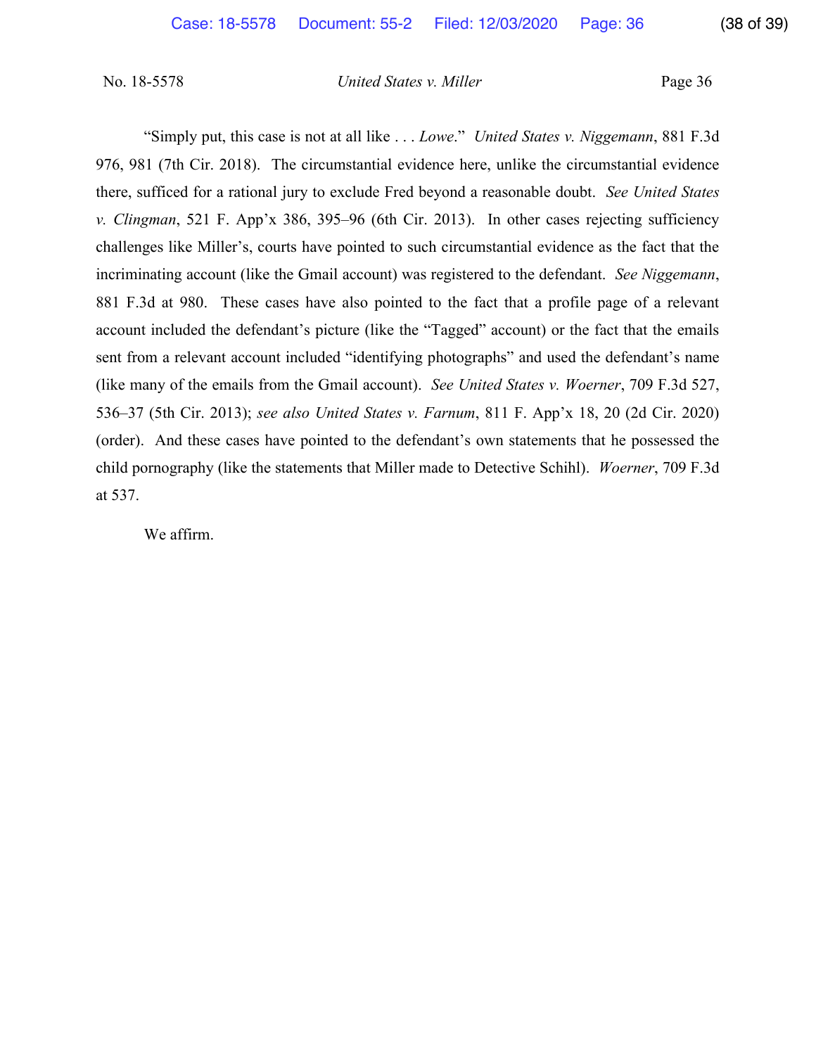"Simply put, this case is not at all like . . . *Lowe*." *United States v. Niggemann*, 881 F.3d 976, 981 (7th Cir. 2018). The circumstantial evidence here, unlike the circumstantial evidence there, sufficed for a rational jury to exclude Fred beyond a reasonable doubt. *See United States v. Clingman*, 521 F. App'x 386, 395–96 (6th Cir. 2013). In other cases rejecting sufficiency challenges like Miller's, courts have pointed to such circumstantial evidence as the fact that the incriminating account (like the Gmail account) was registered to the defendant. *See Niggemann*, 881 F.3d at 980. These cases have also pointed to the fact that a profile page of a relevant account included the defendant's picture (like the "Tagged" account) or the fact that the emails sent from a relevant account included "identifying photographs" and used the defendant's name (like many of the emails from the Gmail account). *See United States v. Woerner*, 709 F.3d 527, 536–37 (5th Cir. 2013); *see also United States v. Farnum*, 811 F. App'x 18, 20 (2d Cir. 2020) (order). And these cases have pointed to the defendant's own statements that he possessed the child pornography (like the statements that Miller made to Detective Schihl). *Woerner*, 709 F.3d at 537.

We affirm.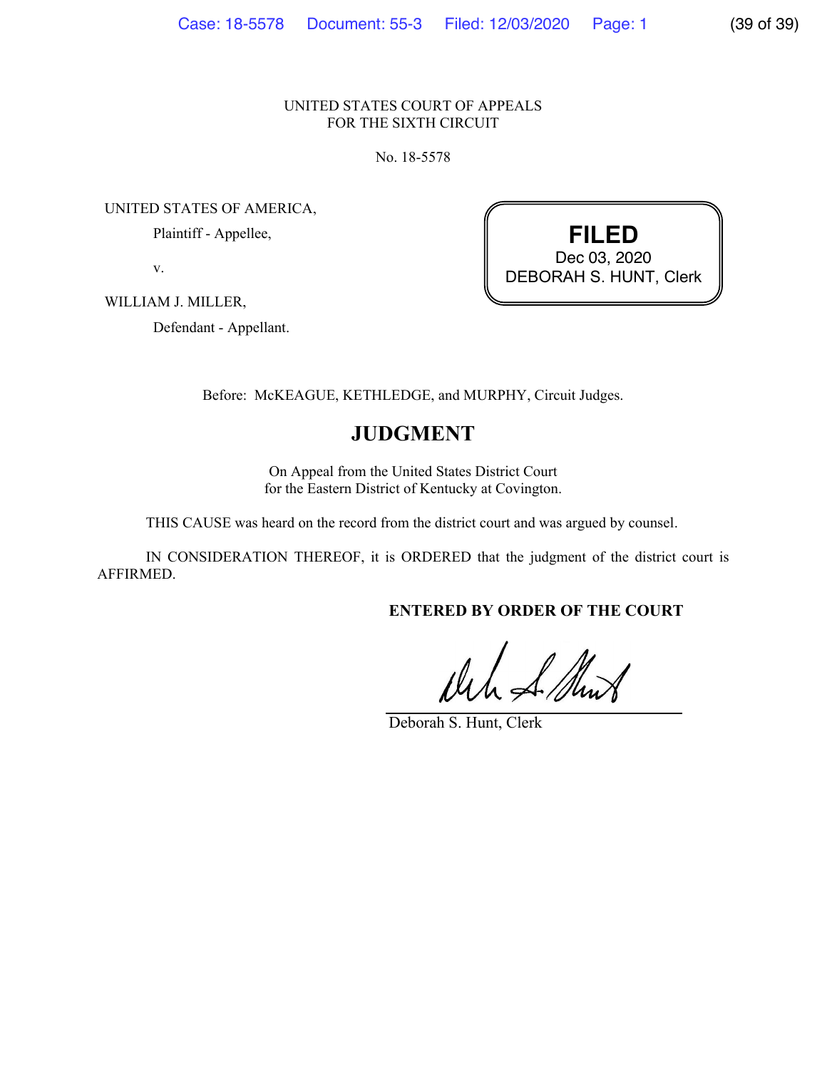UNITED STATES COURT OF APPEALS
FOR THE SIXTH CIRCUIT

No. 18-5578

UNITED STATES OF AMERICA,

Plaintiff - Appellee,

v.

WILLIAM J. MILLER,

Defendant - Appellant.

**FILED**
Dec 03, 2020
DEBORAH S. HUNT, Clerk

Before: McKEAGUE, KETHLEDGE, and MURPHY, Circuit Judges.

# JUDGMENT

On Appeal from the United States District Court
for the Eastern District of Kentucky at Covington.

THIS CAUSE was heard on the record from the district court and was argued by counsel.

IN CONSIDERATION THEREOF, it is ORDERED that the judgment of the district court is AFFIRMED.

**ENTERED BY ORDER OF THE COURT**

Deborah S. Hunt, Clerk